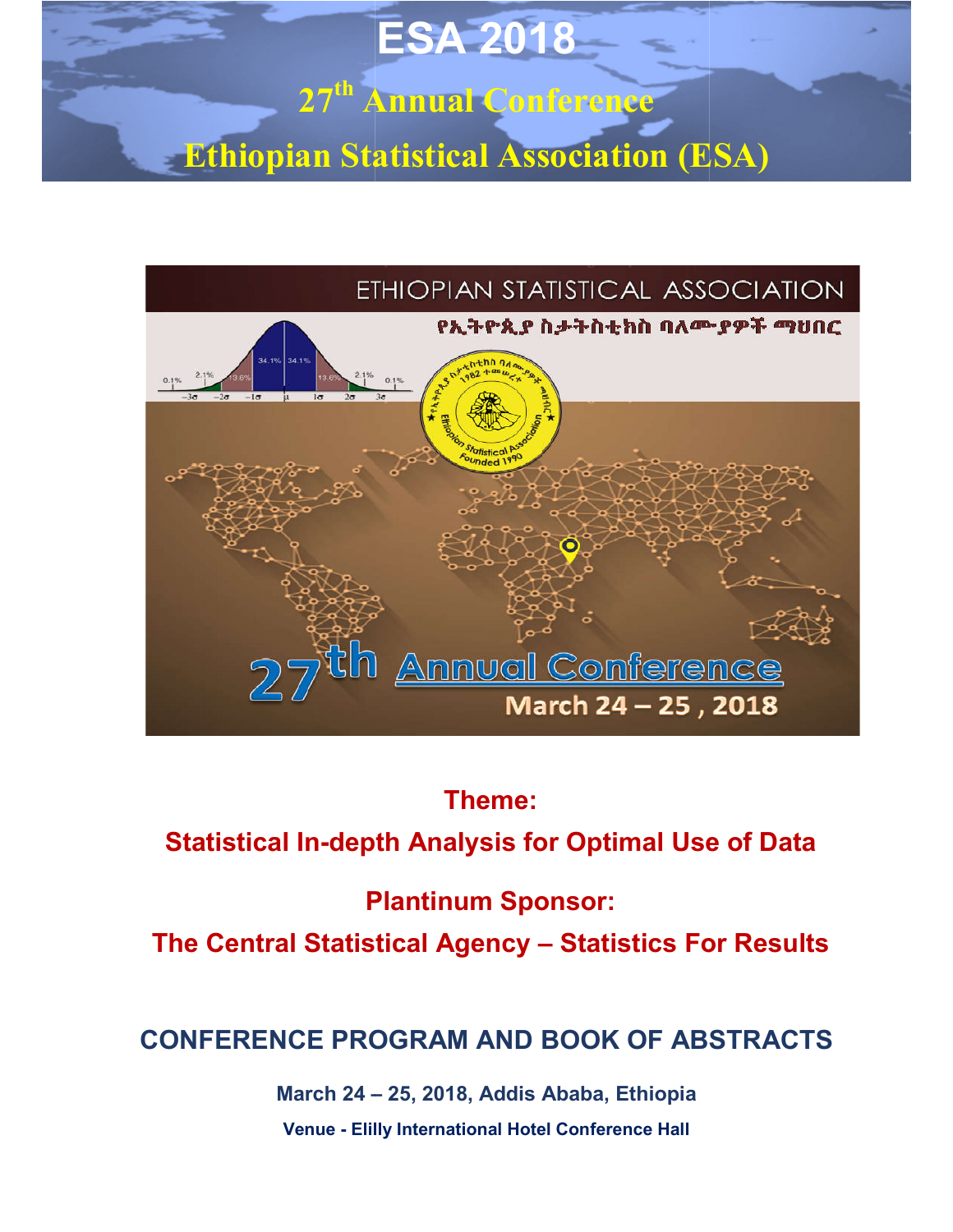# ESA 2018

## 27th Annual Conference

## Ethiopian Statistical Association (ESA)

ETHIOPIAN STATISTICAL ASSOCIATION

የኢትዮጲያ ስታትስቲክስ ባለሙያዎች ማህበር

27th Annual Conference

March 24 – 25, 2018

**Theme:**

**Statistical In-depth Analysis for Optimal Use of Data**

**Plantinum Sponsor:**

**The Central Statistical Agency – Statistics For Results**

## CONFERENCE PROGRAM AND BOOK OF ABSTRACTS

**March 24 – 25, 2018, Addis Ababa, Ethiopia**

**Venue - Elilly International Hotel Conference Hall**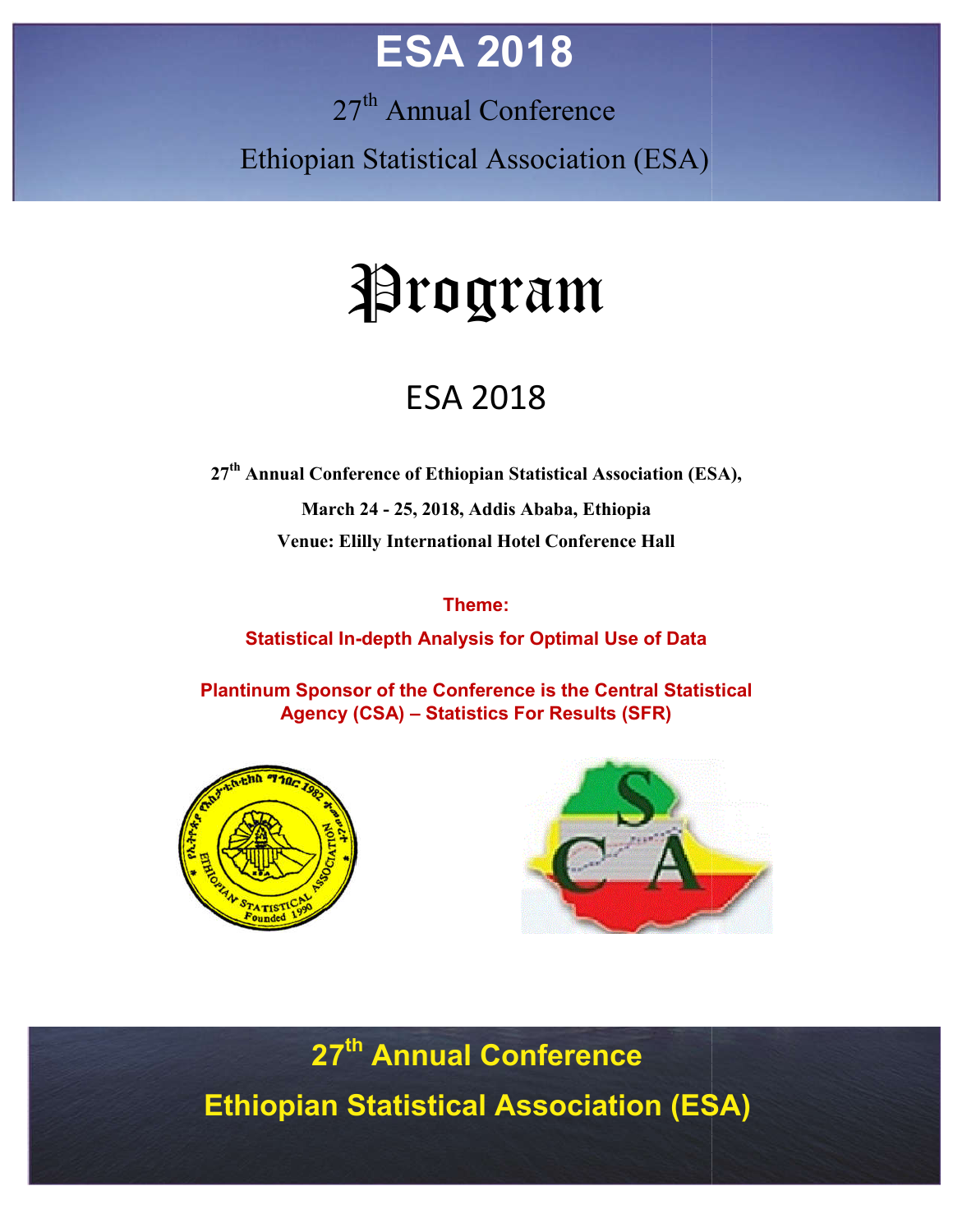# ESA 2018

27th Annual Conference

Ethiopian Statistical Association (ESA)

# Program

## ESA 2018

**27th Annual Conference of Ethiopian Statistical Association (ESA),**

**March 24 - 25, 2018, Addis Ababa, Ethiopia**

**Venue: Elilly International Hotel Conference Hall**

**Theme:**

**Statistical In-depth Analysis for Optimal Use of Data**

**Plantinum Sponsor of the Conference is the Central Statistical Agency (CSA) – Statistics For Results (SFR)**

**27th Annual Conference**

**Ethiopian Statistical Association (ESA)**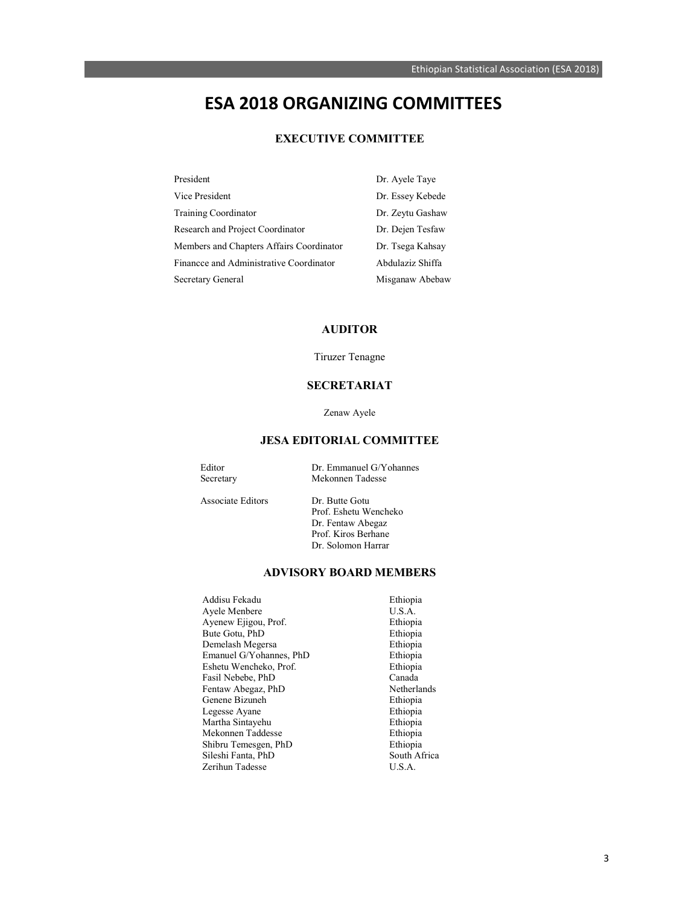# ESA 2018 ORGANIZING COMMITTEES

## EXECUTIVE COMMITTEE

| | |
|---|---|
| President | Dr. Ayele Taye |
| Vice President | Dr. Essey Kebede |
| Training Coordinator | Dr. Zeytu Gashaw |
| Research and Project Coordinator | Dr. Dejen Tesfaw |
| Members and Chapters Affairs Coordinator | Dr. Tsega Kahsay |
| Financce and Administrative Coordinator | Abdulaziz Shiffa |
| Secretary General | Misganaw Abebaw |

## AUDITOR

Tiruzer Tenagne

## SECRETARIAT

Zenaw Ayele

## JESA EDITORIAL COMMITTEE

| | |
|---|---|
| Editor | Dr. Emmanuel G/Yohannes |
| Secretary | Mekonnen Tadesse |
| Associate Editors | Dr. Butte Gotu |
| | Prof. Eshetu Wencheko |
| | Dr. Fentaw Abegaz |
| | Prof. Kiros Berhane |
| | Dr. Solomon Harrar |

## ADVISORY BOARD MEMBERS

| | |
|---|---|
| Addisu Fekadu | Ethiopia |
| Ayele Menbere | U.S.A. |
| Ayenew Ejigou, Prof. | Ethiopia |
| Bute Gotu, PhD | Ethiopia |
| Demelash Megersa | Ethiopia |
| Emanuel G/Yohannes, PhD | Ethiopia |
| Eshetu Wencheko, Prof. | Ethiopia |
| Fasil Nebebe, PhD | Canada |
| Fentaw Abegaz, PhD | Netherlands |
| Genene Bizuneh | Ethiopia |
| Legesse Ayane | Ethiopia |
| Martha Sintayehu | Ethiopia |
| Mekonnen Taddesse | Ethiopia |
| Shibru Temesgen, PhD | Ethiopia |
| Sileshi Fanta, PhD | South Africa |
| Zerihun Tadesse | U.S.A. |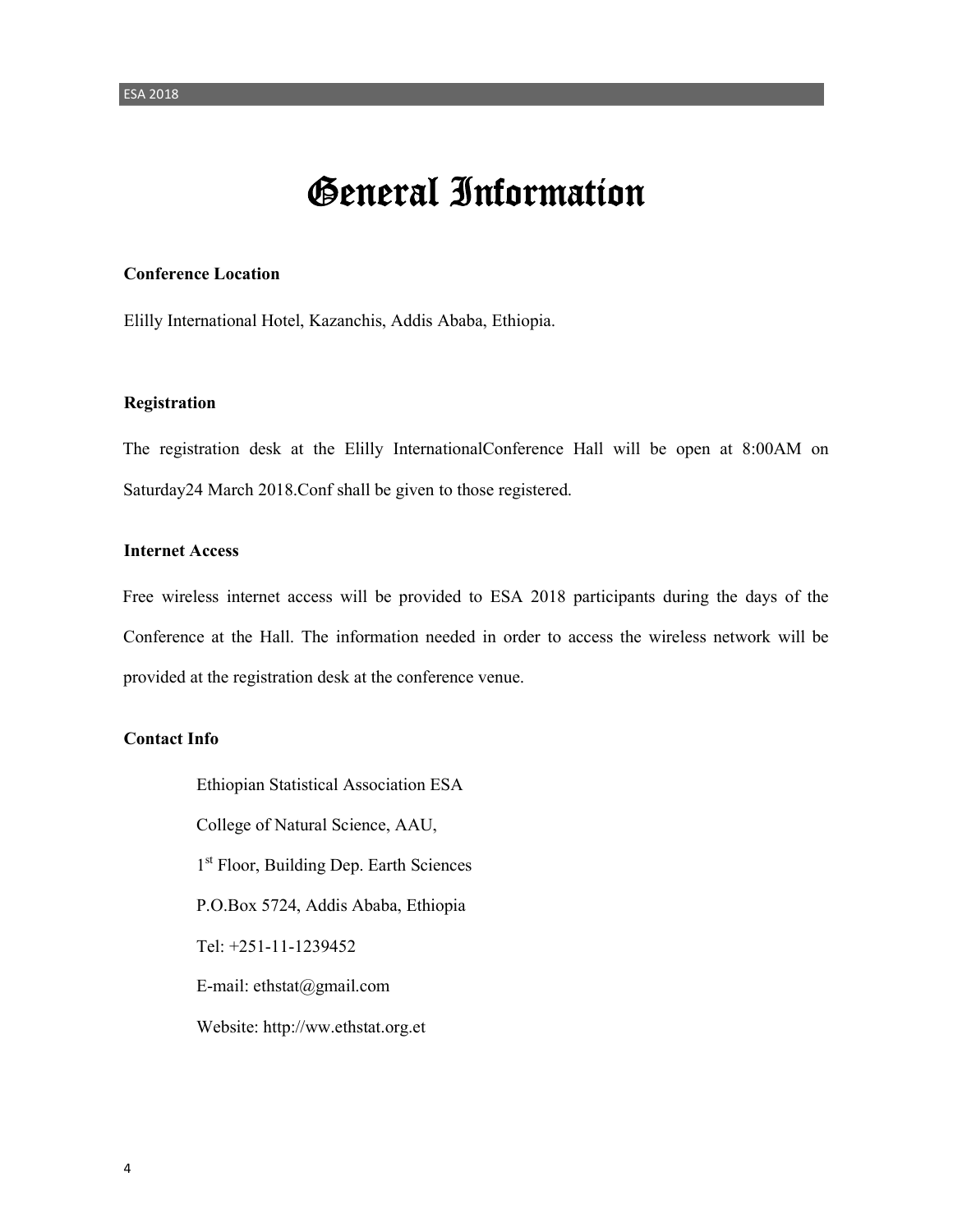# General Information

**Conference Location**

Elilly International Hotel, Kazanchis, Addis Ababa, Ethiopia.

**Registration**

The registration desk at the Elilly InternationalConference Hall will be open at 8:00AM on Saturday24 March 2018.Conf shall be given to those registered.

**Internet Access**

Free wireless internet access will be provided to ESA 2018 participants during the days of the Conference at the Hall. The information needed in order to access the wireless network will be provided at the registration desk at the conference venue.

**Contact Info**

Ethiopian Statistical Association ESA

College of Natural Science, AAU,

1st Floor, Building Dep. Earth Sciences

P.O.Box 5724, Addis Ababa, Ethiopia

Tel: +251-11-1239452

E-mail: ethstat@gmail.com

Website: http://ww.ethstat.org.et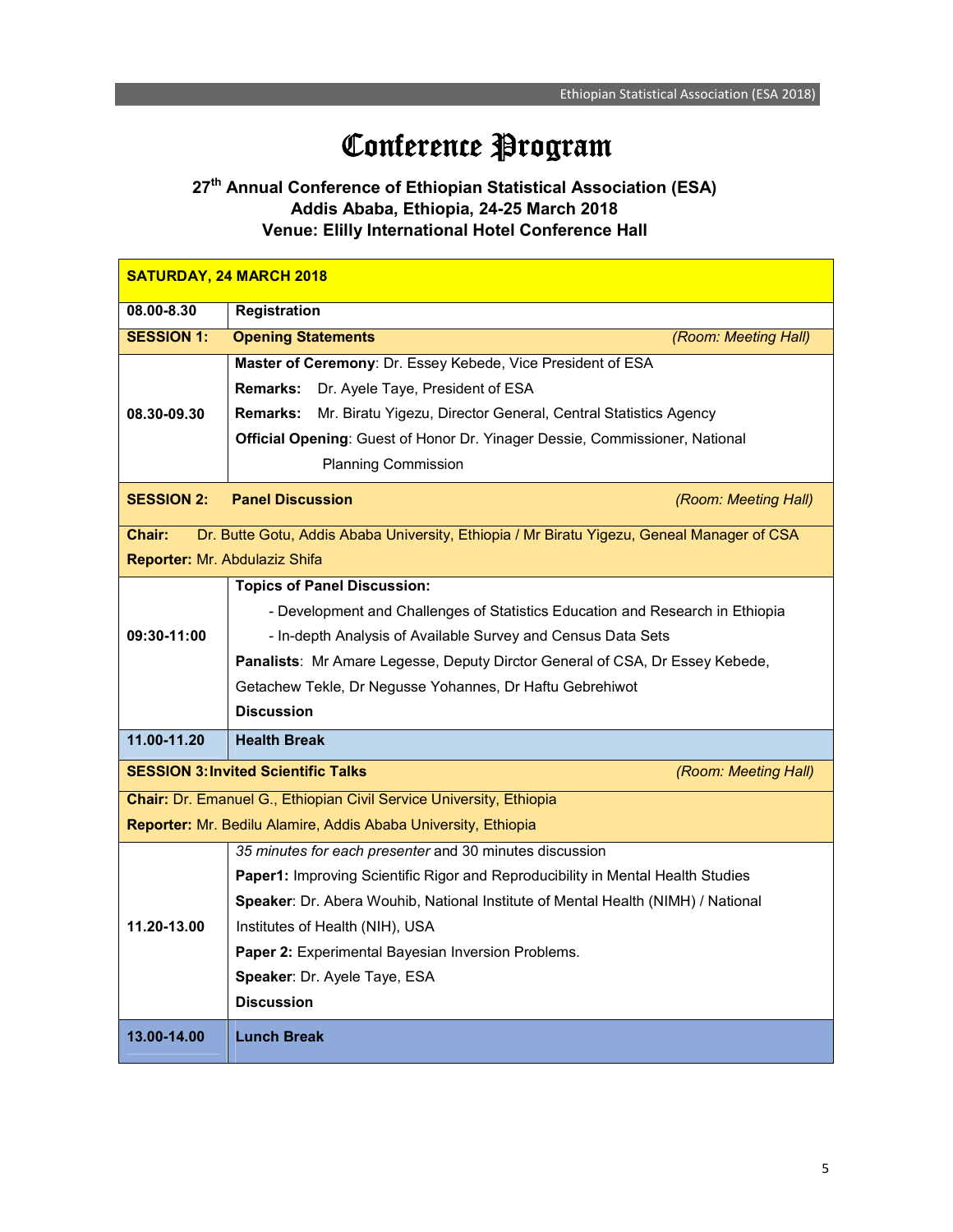# Conference Program

### 27th Annual Conference of Ethiopian Statistical Association (ESA)
### Addis Ababa, Ethiopia, 24-25 March 2018
### Venue: Elilly International Hotel Conference Hall

| **SATURDAY, 24 MARCH 2018** | |
|---|---|
| **08.00-8.30** | **Registration** |
| **SESSION 1:** | **Opening Statements** *(Room: Meeting Hall)* |
| **08.30-09.30** | **Master of Ceremony**: Dr. Essey Kebede, Vice President of ESA<br>**Remarks:** Dr. Ayele Taye, President of ESA<br>**Remarks:** Mr. Biratu Yigezu, Director General, Central Statistics Agency<br>**Official Opening**: Guest of Honor Dr. Yinager Dessie, Commissioner, National Planning Commission |
| **SESSION 2:** | **Panel Discussion** *(Room: Meeting Hall)* |
| **Chair:** Dr. Butte Gotu, Addis Ababa University, Ethiopia / Mr Biratu Yigezu, Geneal Manager of CSA<br>**Reporter:** Mr. Abdulaziz Shifa | |
| **09:30-11:00** | **Topics of Panel Discussion:**<br>- Development and Challenges of Statistics Education and Research in Ethiopia<br>- In-depth Analysis of Available Survey and Census Data Sets<br>**Panalists**: Mr Amare Legesse, Deputy Dirctor General of CSA, Dr Essey Kebede, Getachew Tekle, Dr Negusse Yohannes, Dr Haftu Gebrehiwot<br>**Discussion** |
| **11.00-11.20** | **Health Break** |
| **SESSION 3: Invited Scientific Talks** | *(Room: Meeting Hall)* |
| **Chair:** Dr. Emanuel G., Ethiopian Civil Service University, Ethiopia<br>**Reporter:** Mr. Bedilu Alamire, Addis Ababa University, Ethiopia | |
| **11.20-13.00** | *35 minutes for each presenter* and 30 minutes discussion<br>**Paper1:** Improving Scientific Rigor and Reproducibility in Mental Health Studies<br>**Speaker**: Dr. Abera Wouhib, National Institute of Mental Health (NIMH) / National Institutes of Health (NIH), USA<br>**Paper 2:** Experimental Bayesian Inversion Problems.<br>**Speaker**: Dr. Ayele Taye, ESA<br>**Discussion** |
| **13.00-14.00** | **Lunch Break** |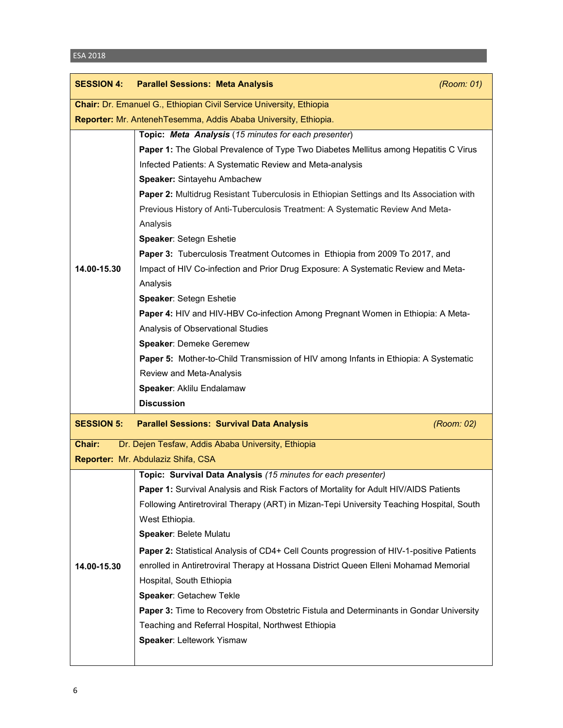| **SESSION 4: Parallel Sessions: Meta Analysis** | *(Room: 01)* |
|---|---|
| **Chair:** Dr. Emanuel G., Ethiopian Civil Service University, Ethiopia<br>**Reporter:** Mr. AntenehTesemma, Addis Ababa University, Ethiopia. | |
| **14.00-15.30** | **Topic: *Meta Analysis*** (*15 minutes for each presenter*)<br>**Paper 1:** The Global Prevalence of Type Two Diabetes Mellitus among Hepatitis C Virus Infected Patients: A Systematic Review and Meta-analysis<br>**Speaker:** Sintayehu Ambachew<br>**Paper 2:** Multidrug Resistant Tuberculosis in Ethiopian Settings and Its Association with Previous History of Anti-Tuberculosis Treatment: A Systematic Review And Meta-Analysis<br>**Speaker**: Setegn Eshetie<br>**Paper 3:** Tuberculosis Treatment Outcomes in Ethiopia from 2009 To 2017, and Impact of HIV Co-infection and Prior Drug Exposure: A Systematic Review and Meta-Analysis<br>**Speaker**: Setegn Eshetie<br>**Paper 4:** HIV and HIV-HBV Co-infection Among Pregnant Women in Ethiopia: A Meta-Analysis of Observational Studies<br>**Speaker**: Demeke Geremew<br>**Paper 5:** Mother-to-Child Transmission of HIV among Infants in Ethiopia: A Systematic Review and Meta-Analysis<br>**Speaker**: Aklilu Endalamaw<br>**Discussion** |

| **SESSION 5: Parallel Sessions: Survival Data Analysis** | *(Room: 02)* |
|---|---|
| **Chair:** Dr. Dejen Tesfaw, Addis Ababa University, Ethiopia<br>**Reporter:** Mr. Abdulaziz Shifa, CSA | |
| **14.00-15.30** | **Topic: Survival Data Analysis** *(15 minutes for each presenter)*<br>**Paper 1:** Survival Analysis and Risk Factors of Mortality for Adult HIV/AIDS Patients Following Antiretroviral Therapy (ART) in Mizan-Tepi University Teaching Hospital, South West Ethiopia.<br>**Speaker**: Belete Mulatu<br>**Paper 2:** Statistical Analysis of CD4+ Cell Counts progression of HIV-1-positive Patients enrolled in Antiretroviral Therapy at Hossana District Queen Elleni Mohamad Memorial Hospital, South Ethiopia<br>**Speaker**: Getachew Tekle<br>**Paper 3:** Time to Recovery from Obstetric Fistula and Determinants in Gondar University Teaching and Referral Hospital, Northwest Ethiopia<br>**Speaker**: Leltework Yismaw |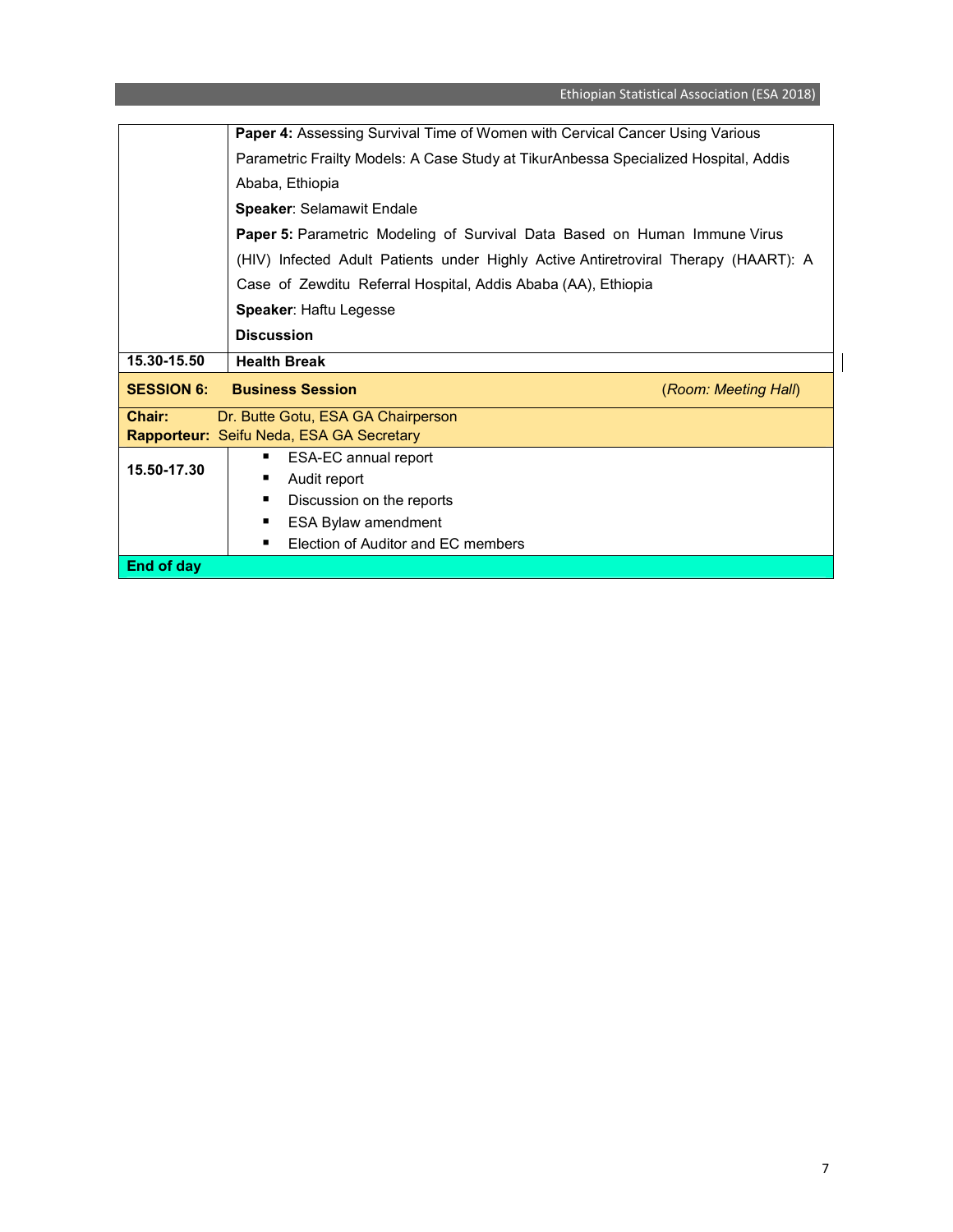| | |
|---|---|
| | **Paper 4:** Assessing Survival Time of Women with Cervical Cancer Using Various Parametric Frailty Models: A Case Study at TikurAnbessa Specialized Hospital, Addis Ababa, Ethiopia<br>**Speaker**: Selamawit Endale<br>**Paper 5:** Parametric Modeling of Survival Data Based on Human Immune Virus (HIV) Infected Adult Patients under Highly Active Antiretroviral Therapy (HAART): A Case of Zewditu Referral Hospital, Addis Ababa (AA), Ethiopia<br>**Speaker**: Haftu Legesse<br>**Discussion** |
| **15.30-15.50** | **Health Break** |
| **SESSION 6:** | **Business Session** (*Room: Meeting Hall*) |
| **Chair:** | Dr. Butte Gotu, ESA GA Chairperson |
| **Rapporteur:** | Seifu Neda, ESA GA Secretary |
| **15.50-17.30** | ▪ ESA-EC annual report<br>▪ Audit report<br>▪ Discussion on the reports<br>▪ ESA Bylaw amendment<br>▪ Election of Auditor and EC members |
| **End of day** | |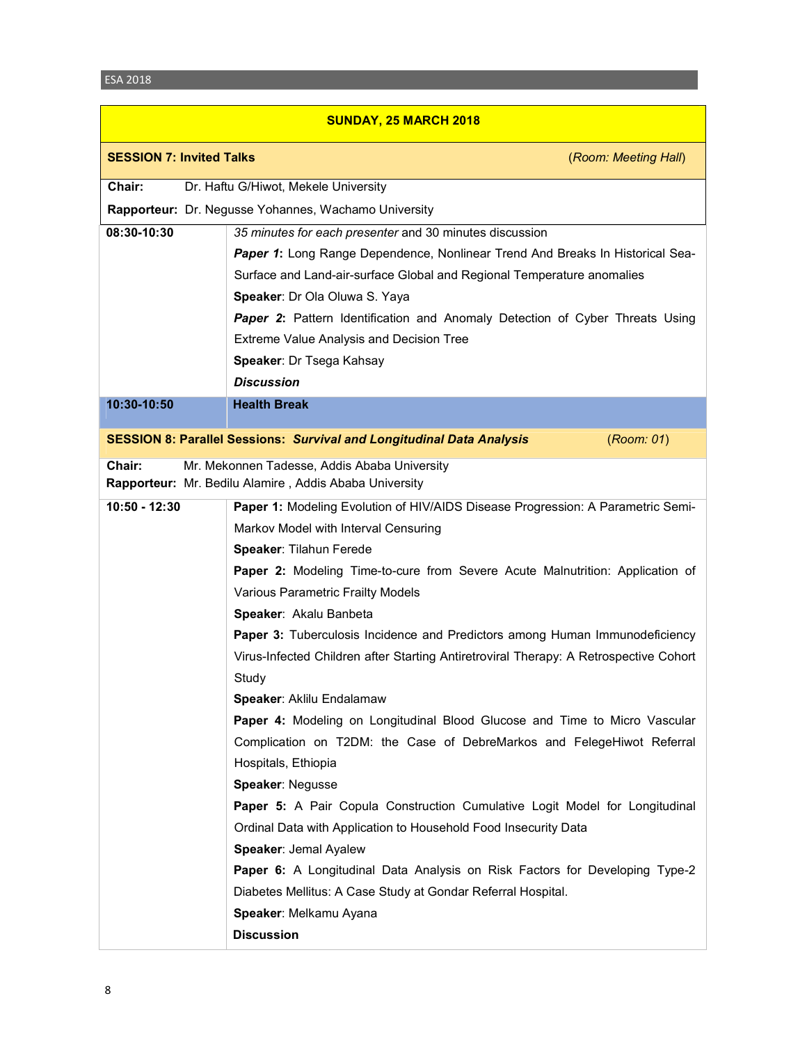## SUNDAY, 25 MARCH 2018

### SESSION 7: Invited Talks (*Room: Meeting Hall*)

**Chair:** Dr. Haftu G/Hiwot, Mekele University

**Rapporteur:** Dr. Negusse Yohannes, Wachamo University

| | |
|---|---|
| **08:30-10:30** | *35 minutes for each presenter* and 30 minutes discussion<br>***Paper 1***: Long Range Dependence, Nonlinear Trend And Breaks In Historical Sea-Surface and Land-air-surface Global and Regional Temperature anomalies<br>**Speaker**: Dr Ola Oluwa S. Yaya<br>***Paper 2***: Pattern Identification and Anomaly Detection of Cyber Threats Using Extreme Value Analysis and Decision Tree<br>**Speaker**: Dr Tsega Kahsay<br>***Discussion*** |
| **10:30-10:50** | **Health Break** |

### SESSION 8: Parallel Sessions: *Survival and Longitudinal Data Analysis* (*Room: 01*)

**Chair:** Mr. Mekonnen Tadesse, Addis Ababa University

**Rapporteur:** Mr. Bedilu Alamire , Addis Ababa University

| | |
|---|---|
| **10:50 - 12:30** | **Paper 1:** Modeling Evolution of HIV/AIDS Disease Progression: A Parametric Semi-Markov Model with Interval Censuring<br>**Speaker**: Tilahun Ferede<br>**Paper 2:** Modeling Time-to-cure from Severe Acute Malnutrition: Application of Various Parametric Frailty Models<br>**Speaker**: Akalu Banbeta<br>**Paper 3:** Tuberculosis Incidence and Predictors among Human Immunodeficiency Virus-Infected Children after Starting Antiretroviral Therapy: A Retrospective Cohort Study<br>**Speaker**: Aklilu Endalamaw<br>**Paper 4:** Modeling on Longitudinal Blood Glucose and Time to Micro Vascular Complication on T2DM: the Case of DebreMarkos and FelegeHiwot Referral Hospitals, Ethiopia<br>**Speaker**: Negusse<br>**Paper 5:** A Pair Copula Construction Cumulative Logit Model for Longitudinal Ordinal Data with Application to Household Food Insecurity Data<br>**Speaker**: Jemal Ayalew<br>**Paper 6:** A Longitudinal Data Analysis on Risk Factors for Developing Type-2 Diabetes Mellitus: A Case Study at Gondar Referral Hospital.<br>**Speaker**: Melkamu Ayana<br>**Discussion** |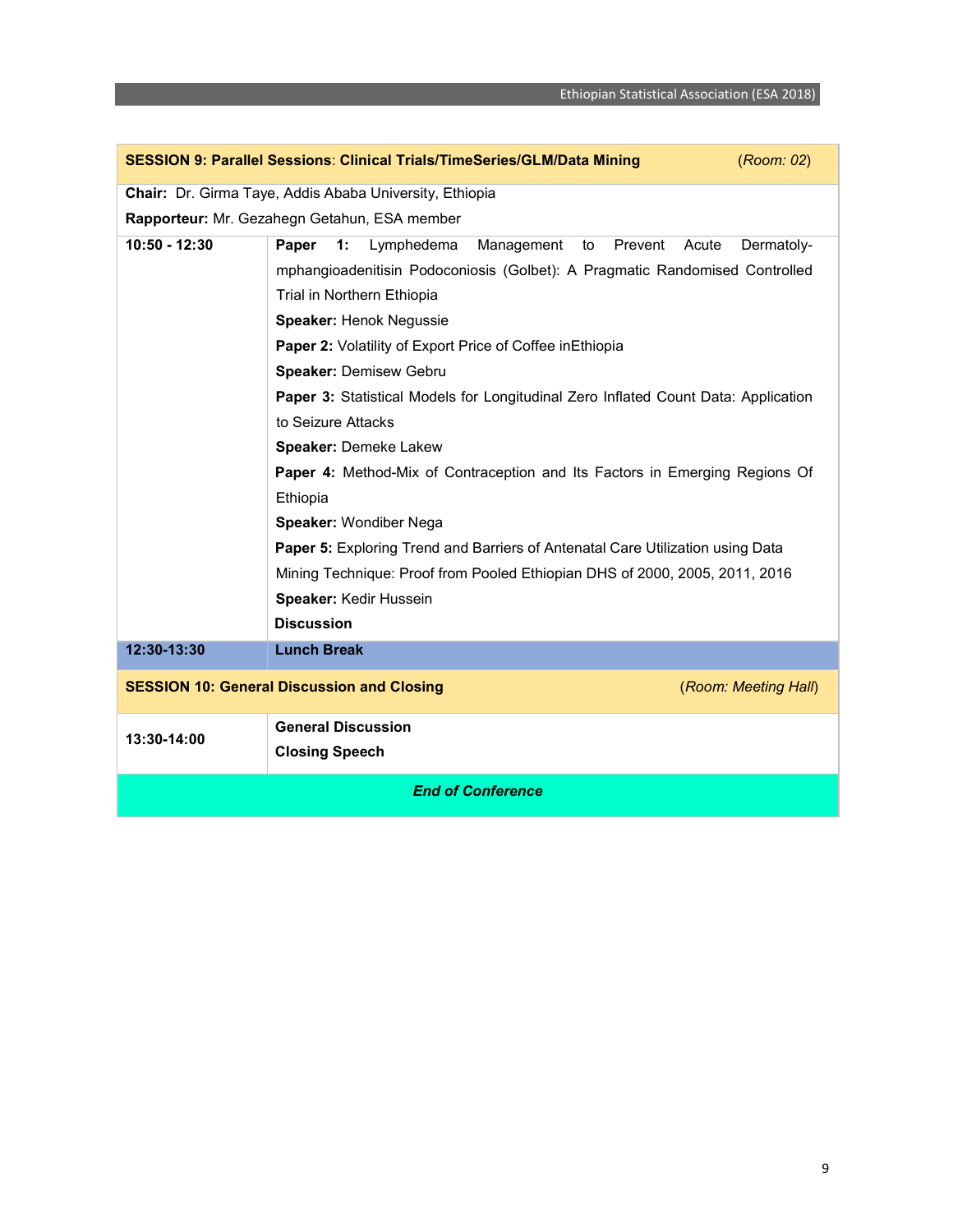| **SESSION 9: Parallel Sessions**: **Clinical Trials/TimeSeries/GLM/Data Mining** | (*Room: 02*) |
|---|---|
| **Chair:** Dr. Girma Taye, Addis Ababa University, Ethiopia<br>**Rapporteur:** Mr. Gezahegn Getahun, ESA member | |
| **10:50 - 12:30** | **Paper 1:** Lymphedema Management to Prevent Acute Dermatoly-mphangioadenitisin Podoconiosis (Golbet): A Pragmatic Randomised Controlled Trial in Northern Ethiopia<br>**Speaker:** Henok Negussie<br>**Paper 2:** Volatility of Export Price of Coffee inEthiopia<br>**Speaker:** Demisew Gebru<br>**Paper 3:** Statistical Models for Longitudinal Zero Inflated Count Data: Application to Seizure Attacks<br>**Speaker:** Demeke Lakew<br>**Paper 4:** Method-Mix of Contraception and Its Factors in Emerging Regions Of Ethiopia<br>**Speaker:** Wondiber Nega<br>**Paper 5:** Exploring Trend and Barriers of Antenatal Care Utilization using Data Mining Technique: Proof from Pooled Ethiopian DHS of 2000, 2005, 2011, 2016<br>**Speaker:** Kedir Hussein<br>**Discussion** |
| **12:30-13:30** | **Lunch Break** |
| **SESSION 10: General Discussion and Closing** | (*Room: Meeting Hall*) |
| **13:30-14:00** | **General Discussion**<br>**Closing Speech** |
| ***End of Conference*** | |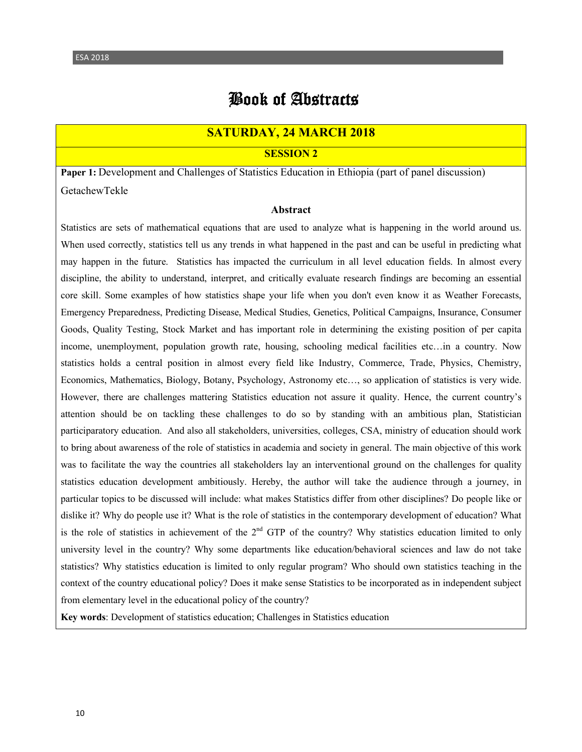# Book of Abstracts

## SATURDAY, 24 MARCH 2018

### SESSION 2

**Paper 1:** Development and Challenges of Statistics Education in Ethiopia (part of panel discussion)

GetachewTekle

**Abstract**

Statistics are sets of mathematical equations that are used to analyze what is happening in the world around us. When used correctly, statistics tell us any trends in what happened in the past and can be useful in predicting what may happen in the future. Statistics has impacted the curriculum in all level education fields. In almost every discipline, the ability to understand, interpret, and critically evaluate research findings are becoming an essential core skill. Some examples of how statistics shape your life when you don't even know it as Weather Forecasts, Emergency Preparedness, Predicting Disease, Medical Studies, Genetics, Political Campaigns, Insurance, Consumer Goods, Quality Testing, Stock Market and has important role in determining the existing position of per capita income, unemployment, population growth rate, housing, schooling medical facilities etc…in a country. Now statistics holds a central position in almost every field like Industry, Commerce, Trade, Physics, Chemistry, Economics, Mathematics, Biology, Botany, Psychology, Astronomy etc…, so application of statistics is very wide. However, there are challenges mattering Statistics education not assure it quality. Hence, the current country's attention should be on tackling these challenges to do so by standing with an ambitious plan, Statistician participaratory education. And also all stakeholders, universities, colleges, CSA, ministry of education should work to bring about awareness of the role of statistics in academia and society in general. The main objective of this work was to facilitate the way the countries all stakeholders lay an interventional ground on the challenges for quality statistics education development ambitiously. Hereby, the author will take the audience through a journey, in particular topics to be discussed will include: what makes Statistics differ from other disciplines? Do people like or dislike it? Why do people use it? What is the role of statistics in the contemporary development of education? What is the role of statistics in achievement of the 2nd GTP of the country? Why statistics education limited to only university level in the country? Why some departments like education/behavioral sciences and law do not take statistics? Why statistics education is limited to only regular program? Who should own statistics teaching in the context of the country educational policy? Does it make sense Statistics to be incorporated as in independent subject from elementary level in the educational policy of the country?

**Key words**: Development of statistics education; Challenges in Statistics education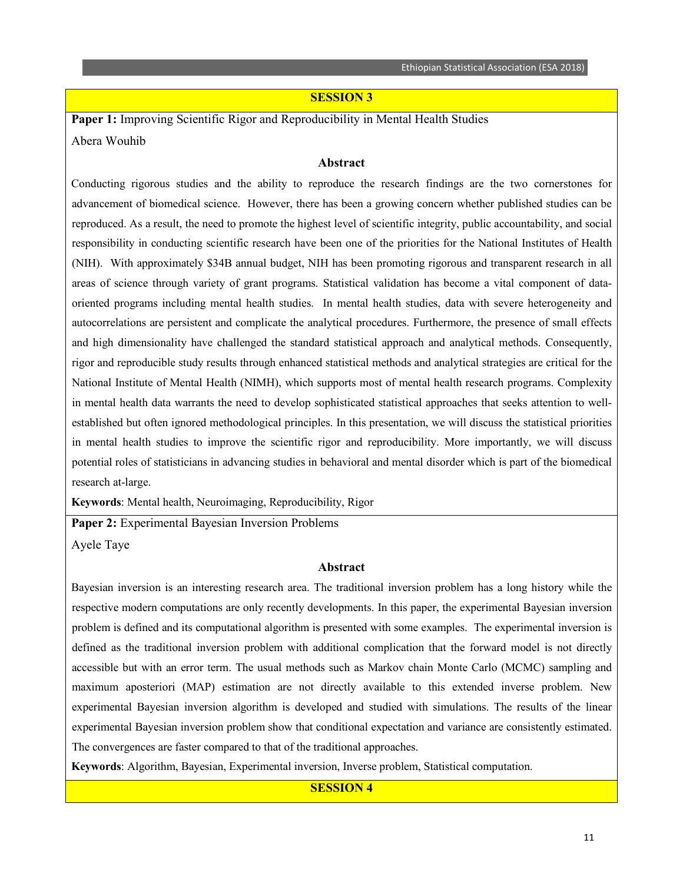## SESSION 3

**Paper 1:** Improving Scientific Rigor and Reproducibility in Mental Health Studies

Abera Wouhib

### Abstract

Conducting rigorous studies and the ability to reproduce the research findings are the two cornerstones for advancement of biomedical science. However, there has been a growing concern whether published studies can be reproduced. As a result, the need to promote the highest level of scientific integrity, public accountability, and social responsibility in conducting scientific research have been one of the priorities for the National Institutes of Health (NIH). With approximately $34B annual budget, NIH has been promoting rigorous and transparent research in all areas of science through variety of grant programs. Statistical validation has become a vital component of data-oriented programs including mental health studies. In mental health studies, data with severe heterogeneity and autocorrelations are persistent and complicate the analytical procedures. Furthermore, the presence of small effects and high dimensionality have challenged the standard statistical approach and analytical methods. Consequently, rigor and reproducible study results through enhanced statistical methods and analytical strategies are critical for the National Institute of Mental Health (NIMH), which supports most of mental health research programs. Complexity in mental health data warrants the need to develop sophisticated statistical approaches that seeks attention to well-established but often ignored methodological principles. In this presentation, we will discuss the statistical priorities in mental health studies to improve the scientific rigor and reproducibility. More importantly, we will discuss potential roles of statisticians in advancing studies in behavioral and mental disorder which is part of the biomedical research at-large.

**Keywords**: Mental health, Neuroimaging, Reproducibility, Rigor

**Paper 2:** Experimental Bayesian Inversion Problems

Ayele Taye

### Abstract

Bayesian inversion is an interesting research area. The traditional inversion problem has a long history while the respective modern computations are only recently developments. In this paper, the experimental Bayesian inversion problem is defined and its computational algorithm is presented with some examples. The experimental inversion is defined as the traditional inversion problem with additional complication that the forward model is not directly accessible but with an error term. The usual methods such as Markov chain Monte Carlo (MCMC) sampling and maximum aposteriori (MAP) estimation are not directly available to this extended inverse problem. New experimental Bayesian inversion algorithm is developed and studied with simulations. The results of the linear experimental Bayesian inversion problem show that conditional expectation and variance are consistently estimated. The convergences are faster compared to that of the traditional approaches.

**Keywords**: Algorithm, Bayesian, Experimental inversion, Inverse problem, Statistical computation.

## SESSION 4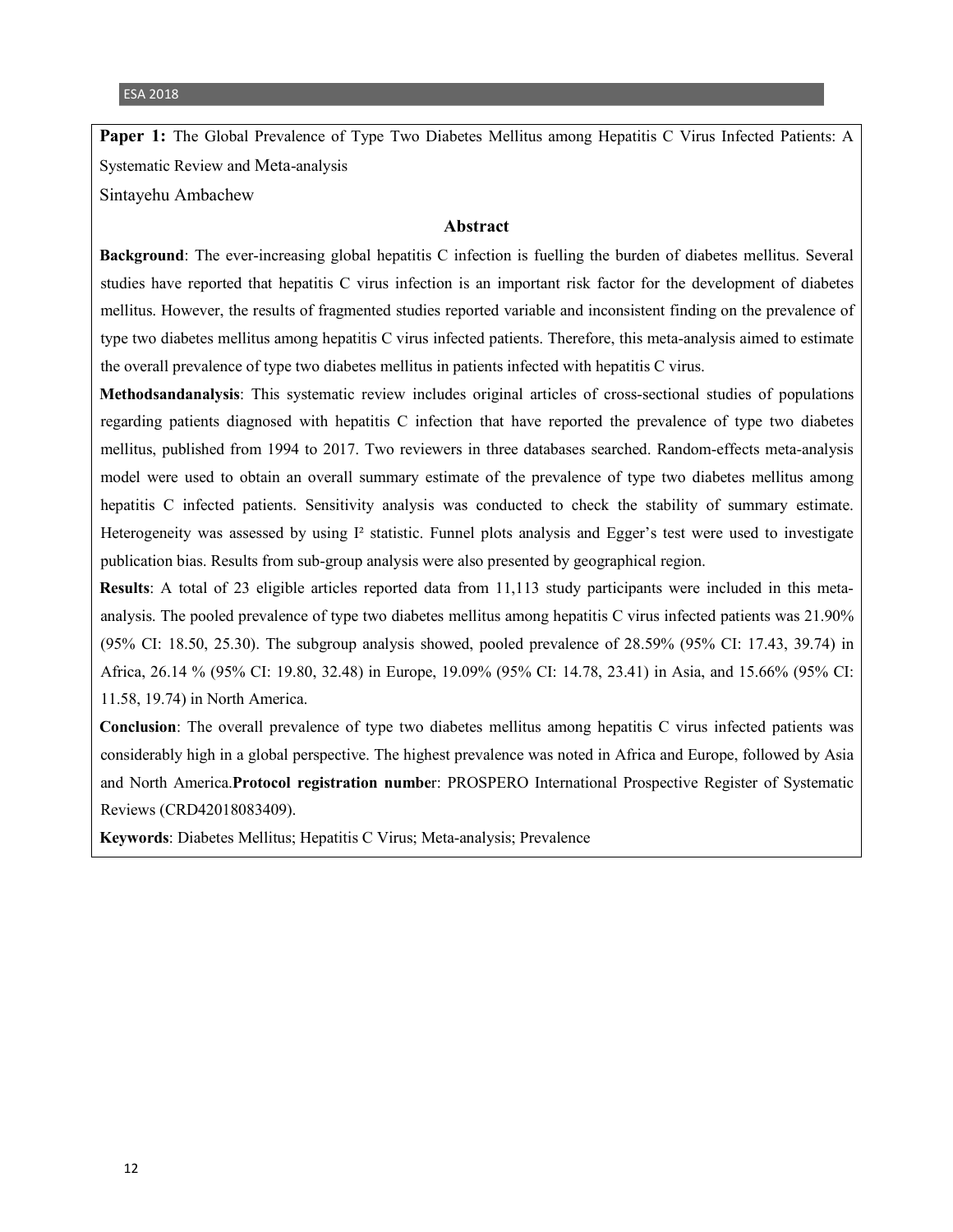**Paper 1:** The Global Prevalence of Type Two Diabetes Mellitus among Hepatitis C Virus Infected Patients: A Systematic Review and Meta-analysis

Sintayehu Ambachew

## Abstract

**Background**: The ever-increasing global hepatitis C infection is fuelling the burden of diabetes mellitus. Several studies have reported that hepatitis C virus infection is an important risk factor for the development of diabetes mellitus. However, the results of fragmented studies reported variable and inconsistent finding on the prevalence of type two diabetes mellitus among hepatitis C virus infected patients. Therefore, this meta-analysis aimed to estimate the overall prevalence of type two diabetes mellitus in patients infected with hepatitis C virus.

**Methodsandanalysis**: This systematic review includes original articles of cross-sectional studies of populations regarding patients diagnosed with hepatitis C infection that have reported the prevalence of type two diabetes mellitus, published from 1994 to 2017. Two reviewers in three databases searched. Random-effects meta-analysis model were used to obtain an overall summary estimate of the prevalence of type two diabetes mellitus among hepatitis C infected patients. Sensitivity analysis was conducted to check the stability of summary estimate. Heterogeneity was assessed by using $I^2$ statistic. Funnel plots analysis and Egger's test were used to investigate publication bias. Results from sub-group analysis were also presented by geographical region.

**Results**: A total of 23 eligible articles reported data from 11,113 study participants were included in this meta-analysis. The pooled prevalence of type two diabetes mellitus among hepatitis C virus infected patients was 21.90% (95% CI: 18.50, 25.30). The subgroup analysis showed, pooled prevalence of 28.59% (95% CI: 17.43, 39.74) in Africa, 26.14 % (95% CI: 19.80, 32.48) in Europe, 19.09% (95% CI: 14.78, 23.41) in Asia, and 15.66% (95% CI: 11.58, 19.74) in North America.

**Conclusion**: The overall prevalence of type two diabetes mellitus among hepatitis C virus infected patients was considerably high in a global perspective. The highest prevalence was noted in Africa and Europe, followed by Asia and North America.**Protocol registration numbe**r: PROSPERO International Prospective Register of Systematic Reviews (CRD42018083409).

**Keywords**: Diabetes Mellitus; Hepatitis C Virus; Meta-analysis; Prevalence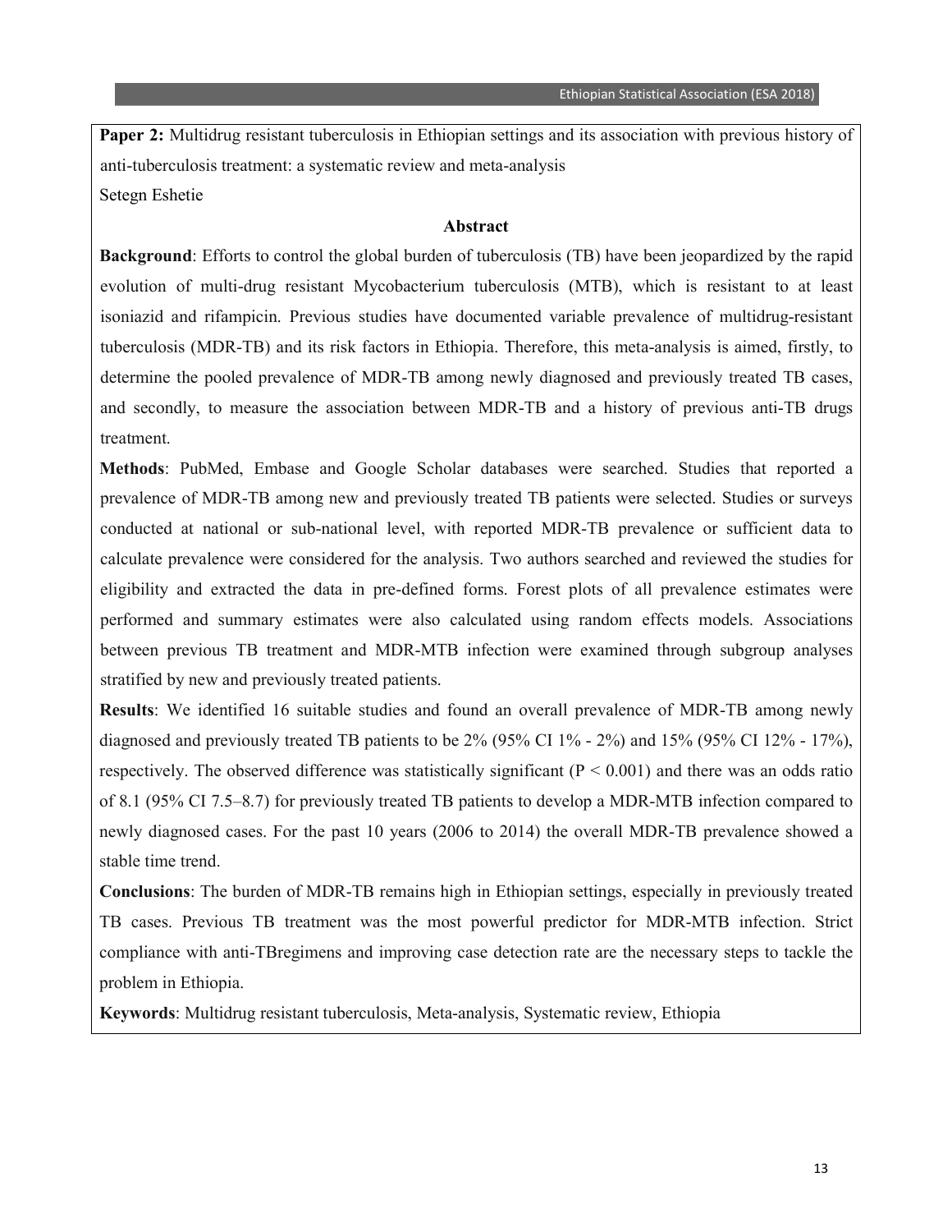**Paper 2:** Multidrug resistant tuberculosis in Ethiopian settings and its association with previous history of anti-tuberculosis treatment: a systematic review and meta-analysis

Setegn Eshetie

### Abstract

**Background**: Efforts to control the global burden of tuberculosis (TB) have been jeopardized by the rapid evolution of multi-drug resistant Mycobacterium tuberculosis (MTB), which is resistant to at least isoniazid and rifampicin. Previous studies have documented variable prevalence of multidrug-resistant tuberculosis (MDR-TB) and its risk factors in Ethiopia. Therefore, this meta-analysis is aimed, firstly, to determine the pooled prevalence of MDR-TB among newly diagnosed and previously treated TB cases, and secondly, to measure the association between MDR-TB and a history of previous anti-TB drugs treatment.

**Methods**: PubMed, Embase and Google Scholar databases were searched. Studies that reported a prevalence of MDR-TB among new and previously treated TB patients were selected. Studies or surveys conducted at national or sub-national level, with reported MDR-TB prevalence or sufficient data to calculate prevalence were considered for the analysis. Two authors searched and reviewed the studies for eligibility and extracted the data in pre-defined forms. Forest plots of all prevalence estimates were performed and summary estimates were also calculated using random effects models. Associations between previous TB treatment and MDR-MTB infection were examined through subgroup analyses stratified by new and previously treated patients.

**Results**: We identified 16 suitable studies and found an overall prevalence of MDR-TB among newly diagnosed and previously treated TB patients to be 2% (95% CI 1% - 2%) and 15% (95% CI 12% - 17%), respectively. The observed difference was statistically significant ($P < 0.001$) and there was an odds ratio of 8.1 (95% CI 7.5–8.7) for previously treated TB patients to develop a MDR-MTB infection compared to newly diagnosed cases. For the past 10 years (2006 to 2014) the overall MDR-TB prevalence showed a stable time trend.

**Conclusions**: The burden of MDR-TB remains high in Ethiopian settings, especially in previously treated TB cases. Previous TB treatment was the most powerful predictor for MDR-MTB infection. Strict compliance with anti-TBregimens and improving case detection rate are the necessary steps to tackle the problem in Ethiopia.

**Keywords**: Multidrug resistant tuberculosis, Meta-analysis, Systematic review, Ethiopia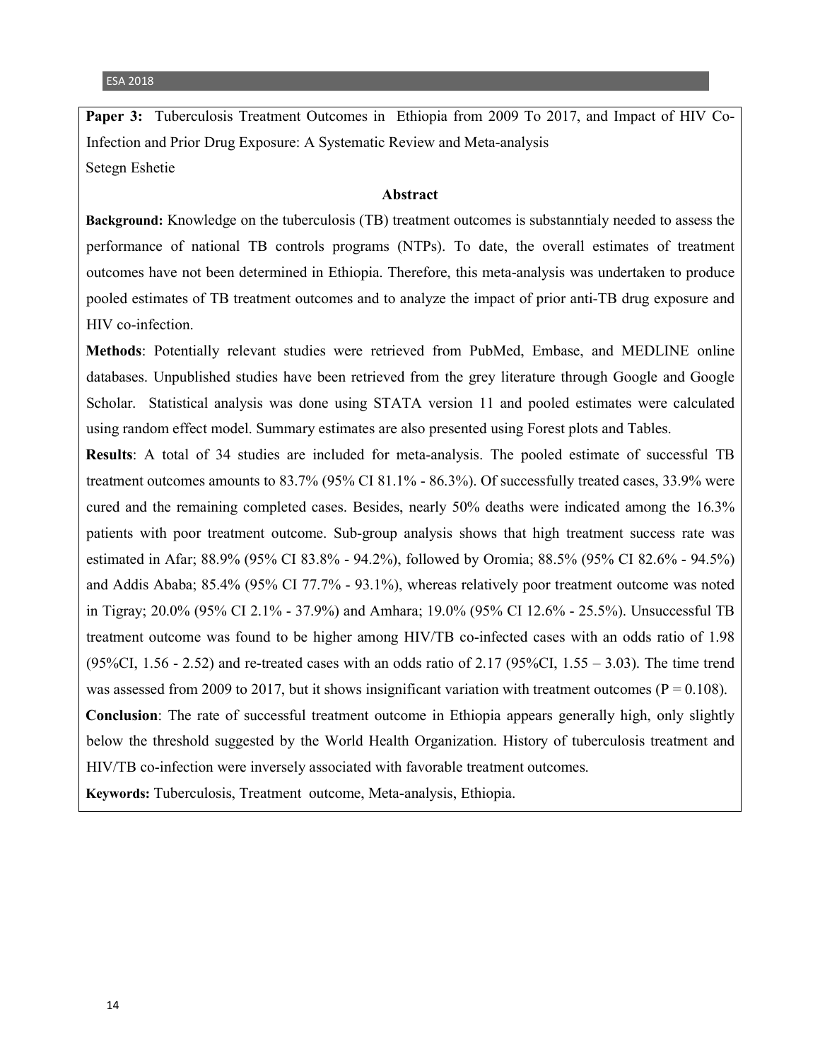**Paper 3:** Tuberculosis Treatment Outcomes in Ethiopia from 2009 To 2017, and Impact of HIV Co-Infection and Prior Drug Exposure: A Systematic Review and Meta-analysis

Setegn Eshetie

## Abstract

**Background:** Knowledge on the tuberculosis (TB) treatment outcomes is substanntialy needed to assess the performance of national TB controls programs (NTPs). To date, the overall estimates of treatment outcomes have not been determined in Ethiopia. Therefore, this meta-analysis was undertaken to produce pooled estimates of TB treatment outcomes and to analyze the impact of prior anti-TB drug exposure and HIV co-infection.

**Methods**: Potentially relevant studies were retrieved from PubMed, Embase, and MEDLINE online databases. Unpublished studies have been retrieved from the grey literature through Google and Google Scholar. Statistical analysis was done using STATA version 11 and pooled estimates were calculated using random effect model. Summary estimates are also presented using Forest plots and Tables.

**Results**: A total of 34 studies are included for meta-analysis. The pooled estimate of successful TB treatment outcomes amounts to 83.7% (95% CI 81.1% - 86.3%). Of successfully treated cases, 33.9% were cured and the remaining completed cases. Besides, nearly 50% deaths were indicated among the 16.3% patients with poor treatment outcome. Sub-group analysis shows that high treatment success rate was estimated in Afar; 88.9% (95% CI 83.8% - 94.2%), followed by Oromia; 88.5% (95% CI 82.6% - 94.5%) and Addis Ababa; 85.4% (95% CI 77.7% - 93.1%), whereas relatively poor treatment outcome was noted in Tigray; 20.0% (95% CI 2.1% - 37.9%) and Amhara; 19.0% (95% CI 12.6% - 25.5%). Unsuccessful TB treatment outcome was found to be higher among HIV/TB co-infected cases with an odds ratio of 1.98 (95%CI, 1.56 - 2.52) and re-treated cases with an odds ratio of 2.17 (95%CI, 1.55 – 3.03). The time trend was assessed from 2009 to 2017, but it shows insignificant variation with treatment outcomes ($P = 0.108$).

**Conclusion**: The rate of successful treatment outcome in Ethiopia appears generally high, only slightly below the threshold suggested by the World Health Organization. History of tuberculosis treatment and HIV/TB co-infection were inversely associated with favorable treatment outcomes.

**Keywords:** Tuberculosis, Treatment outcome, Meta-analysis, Ethiopia.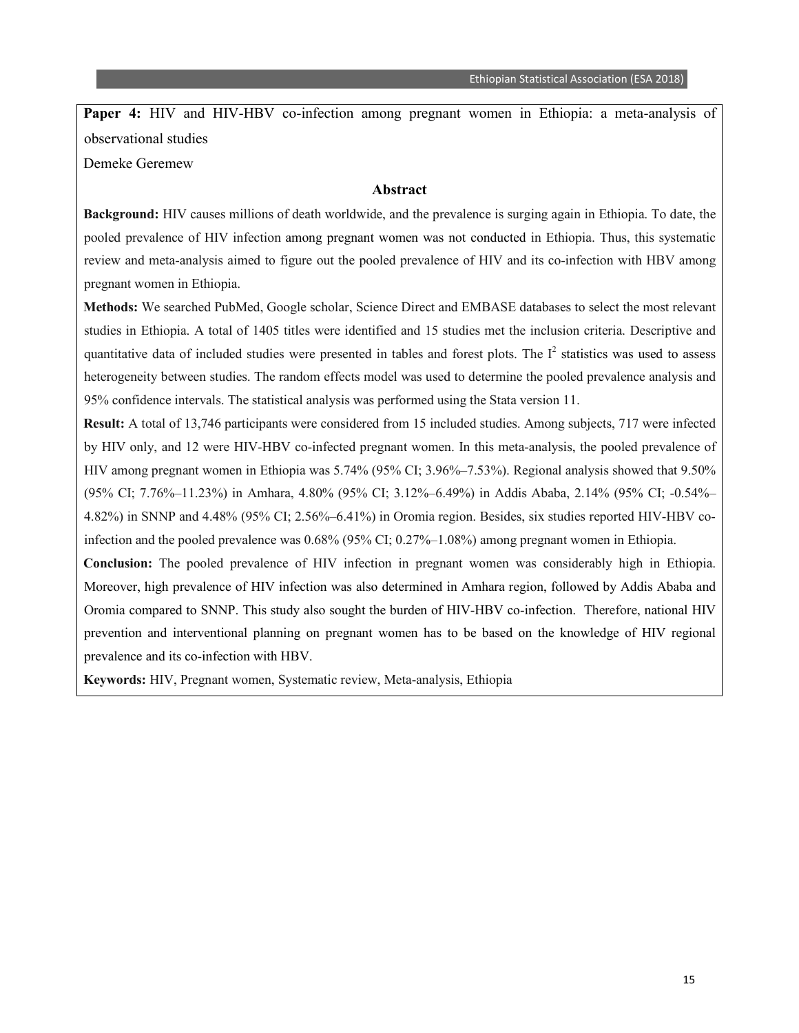**Paper 4:** HIV and HIV-HBV co-infection among pregnant women in Ethiopia: a meta-analysis of observational studies

Demeke Geremew

### Abstract

**Background:** HIV causes millions of death worldwide, and the prevalence is surging again in Ethiopia. To date, the pooled prevalence of HIV infection among pregnant women was not conducted in Ethiopia. Thus, this systematic review and meta-analysis aimed to figure out the pooled prevalence of HIV and its co-infection with HBV among pregnant women in Ethiopia.

**Methods:** We searched PubMed, Google scholar, Science Direct and EMBASE databases to select the most relevant studies in Ethiopia. A total of 1405 titles were identified and 15 studies met the inclusion criteria. Descriptive and quantitative data of included studies were presented in tables and forest plots. The $I^2$ statistics was used to assess heterogeneity between studies. The random effects model was used to determine the pooled prevalence analysis and 95% confidence intervals. The statistical analysis was performed using the Stata version 11.

**Result:** A total of 13,746 participants were considered from 15 included studies. Among subjects, 717 were infected by HIV only, and 12 were HIV-HBV co-infected pregnant women. In this meta-analysis, the pooled prevalence of HIV among pregnant women in Ethiopia was 5.74% (95% CI; 3.96%–7.53%). Regional analysis showed that 9.50% (95% CI; 7.76%–11.23%) in Amhara, 4.80% (95% CI; 3.12%–6.49%) in Addis Ababa, 2.14% (95% CI; -0.54%–4.82%) in SNNP and 4.48% (95% CI; 2.56%–6.41%) in Oromia region. Besides, six studies reported HIV-HBV co-infection and the pooled prevalence was 0.68% (95% CI; 0.27%–1.08%) among pregnant women in Ethiopia.

**Conclusion:** The pooled prevalence of HIV infection in pregnant women was considerably high in Ethiopia. Moreover, high prevalence of HIV infection was also determined in Amhara region, followed by Addis Ababa and Oromia compared to SNNP. This study also sought the burden of HIV-HBV co-infection. Therefore, national HIV prevention and interventional planning on pregnant women has to be based on the knowledge of HIV regional prevalence and its co-infection with HBV.

**Keywords:** HIV, Pregnant women, Systematic review, Meta-analysis, Ethiopia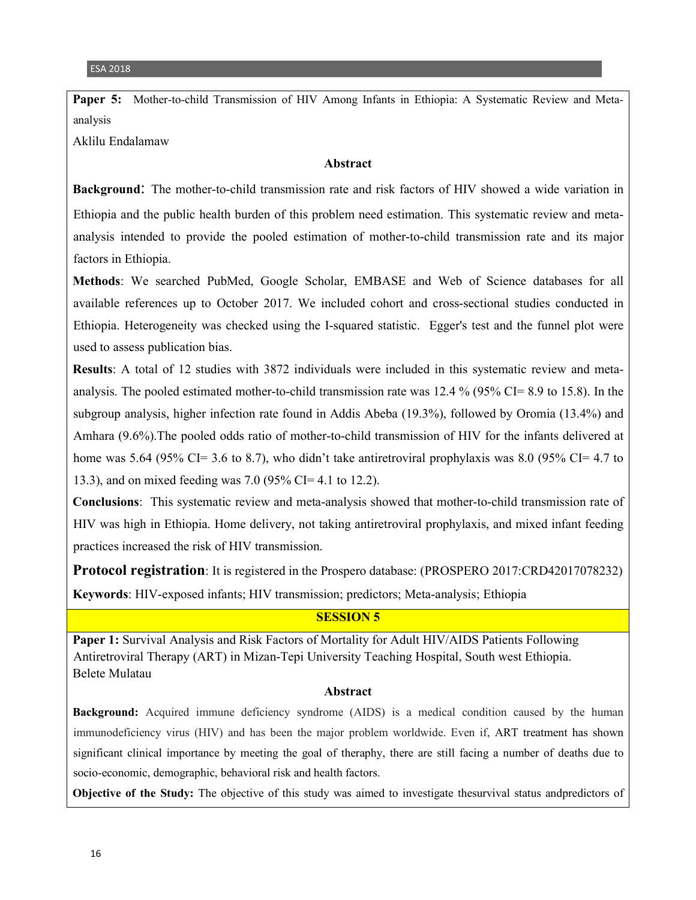**Paper 5:** Mother-to-child Transmission of HIV Among Infants in Ethiopia: A Systematic Review and Meta-analysis

Aklilu Endalamaw

### Abstract

**Background**: The mother-to-child transmission rate and risk factors of HIV showed a wide variation in Ethiopia and the public health burden of this problem need estimation. This systematic review and meta-analysis intended to provide the pooled estimation of mother-to-child transmission rate and its major factors in Ethiopia.

**Methods**: We searched PubMed, Google Scholar, EMBASE and Web of Science databases for all available references up to October 2017. We included cohort and cross-sectional studies conducted in Ethiopia. Heterogeneity was checked using the I-squared statistic. Egger's test and the funnel plot were used to assess publication bias.

**Results**: A total of 12 studies with 3872 individuals were included in this systematic review and meta-analysis. The pooled estimated mother-to-child transmission rate was 12.4 % (95% CI= 8.9 to 15.8). In the subgroup analysis, higher infection rate found in Addis Abeba (19.3%), followed by Oromia (13.4%) and Amhara (9.6%).The pooled odds ratio of mother-to-child transmission of HIV for the infants delivered at home was 5.64 (95% CI= 3.6 to 8.7), who didn't take antiretroviral prophylaxis was 8.0 (95% CI= 4.7 to 13.3), and on mixed feeding was 7.0 (95% CI= 4.1 to 12.2).

**Conclusions**: This systematic review and meta-analysis showed that mother-to-child transmission rate of HIV was high in Ethiopia. Home delivery, not taking antiretroviral prophylaxis, and mixed infant feeding practices increased the risk of HIV transmission.

**Protocol registration**: It is registered in the Prospero database: (PROSPERO 2017:CRD42017078232)

**Keywords**: HIV-exposed infants; HIV transmission; predictors; Meta-analysis; Ethiopia

## SESSION 5

**Paper 1:** Survival Analysis and Risk Factors of Mortality for Adult HIV/AIDS Patients Following Antiretroviral Therapy (ART) in Mizan-Tepi University Teaching Hospital, South west Ethiopia.

Belete Mulatau

### Abstract

**Background:** Acquired immune deficiency syndrome (AIDS) is a medical condition caused by the human immunodeficiency virus (HIV) and has been the major problem worldwide. Even if, ART treatment has shown significant clinical importance by meeting the goal of theraphy, there are still facing a number of deaths due to socio-economic, demographic, behavioral risk and health factors.

**Objective of the Study:** The objective of this study was aimed to investigate thesurvival status andpredictors of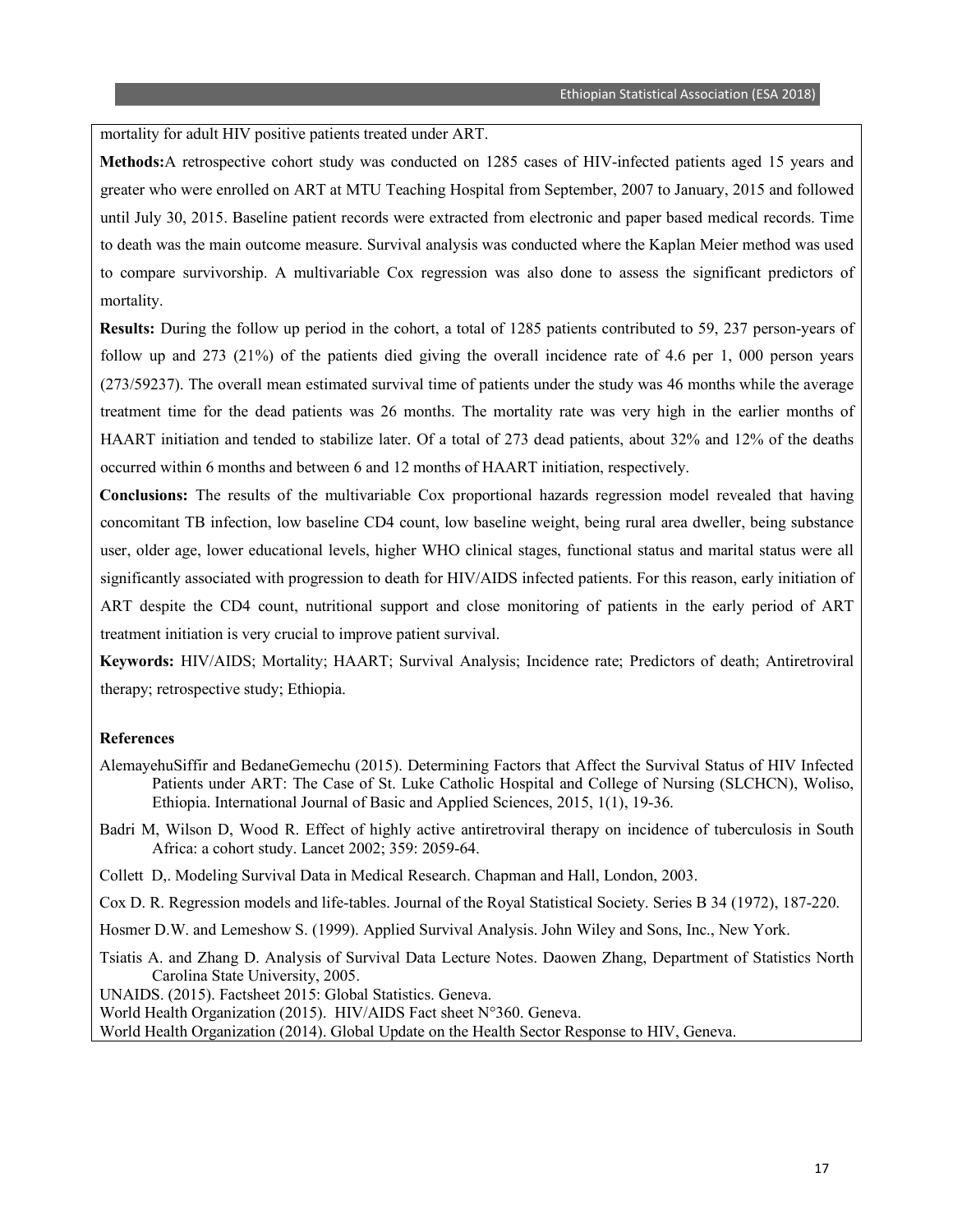mortality for adult HIV positive patients treated under ART.

**Methods:**A retrospective cohort study was conducted on 1285 cases of HIV-infected patients aged 15 years and greater who were enrolled on ART at MTU Teaching Hospital from September, 2007 to January, 2015 and followed until July 30, 2015. Baseline patient records were extracted from electronic and paper based medical records. Time to death was the main outcome measure. Survival analysis was conducted where the Kaplan Meier method was used to compare survivorship. A multivariable Cox regression was also done to assess the significant predictors of mortality.

**Results:** During the follow up period in the cohort, a total of 1285 patients contributed to 59, 237 person-years of follow up and 273 (21%) of the patients died giving the overall incidence rate of 4.6 per 1, 000 person years (273/59237). The overall mean estimated survival time of patients under the study was 46 months while the average treatment time for the dead patients was 26 months. The mortality rate was very high in the earlier months of HAART initiation and tended to stabilize later. Of a total of 273 dead patients, about 32% and 12% of the deaths occurred within 6 months and between 6 and 12 months of HAART initiation, respectively.

**Conclusions:** The results of the multivariable Cox proportional hazards regression model revealed that having concomitant TB infection, low baseline CD4 count, low baseline weight, being rural area dweller, being substance user, older age, lower educational levels, higher WHO clinical stages, functional status and marital status were all significantly associated with progression to death for HIV/AIDS infected patients. For this reason, early initiation of ART despite the CD4 count, nutritional support and close monitoring of patients in the early period of ART treatment initiation is very crucial to improve patient survival.

**Keywords:** HIV/AIDS; Mortality; HAART; Survival Analysis; Incidence rate; Predictors of death; Antiretroviral therapy; retrospective study; Ethiopia.

**References**

AlemayehuSiffir and BedaneGemechu (2015). Determining Factors that Affect the Survival Status of HIV Infected Patients under ART: The Case of St. Luke Catholic Hospital and College of Nursing (SLCHCN), Woliso, Ethiopia. International Journal of Basic and Applied Sciences, 2015, 1(1), 19-36.

Badri M, Wilson D, Wood R. Effect of highly active antiretroviral therapy on incidence of tuberculosis in South Africa: a cohort study. Lancet 2002; 359: 2059-64.

Collett D,. Modeling Survival Data in Medical Research. Chapman and Hall, London, 2003.

Cox D. R. Regression models and life-tables. Journal of the Royal Statistical Society. Series B 34 (1972), 187-220.

Hosmer D.W. and Lemeshow S. (1999). Applied Survival Analysis. John Wiley and Sons, Inc., New York.

Tsiatis A. and Zhang D. Analysis of Survival Data Lecture Notes. Daowen Zhang, Department of Statistics North Carolina State University, 2005.

UNAIDS. (2015). Factsheet 2015: Global Statistics. Geneva.

World Health Organization (2015). HIV/AIDS Fact sheet N°360. Geneva.

World Health Organization (2014). Global Update on the Health Sector Response to HIV, Geneva.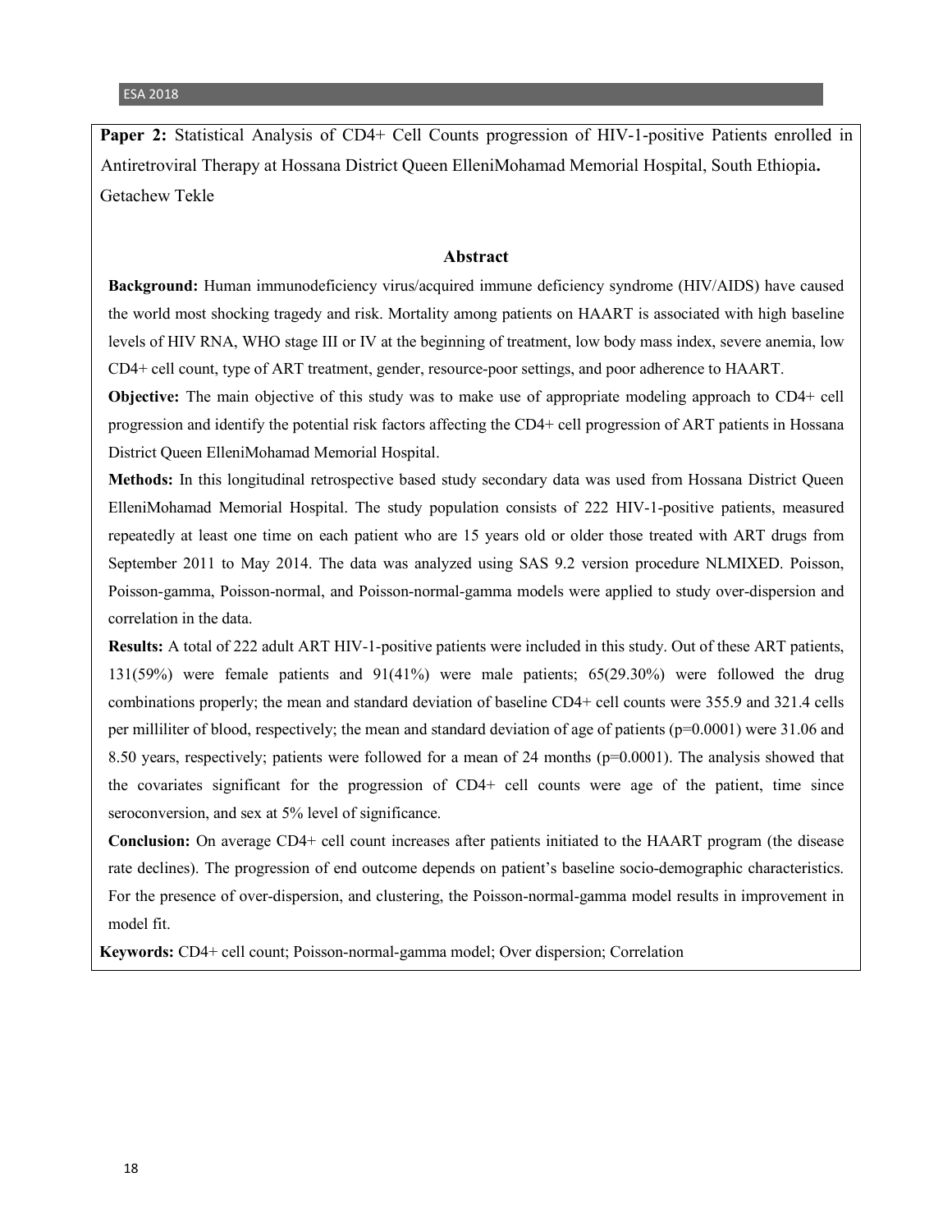**Paper 2:** Statistical Analysis of CD4+ Cell Counts progression of HIV-1-positive Patients enrolled in Antiretroviral Therapy at Hossana District Queen ElleniMohamad Memorial Hospital, South Ethiopia**.**
Getachew Tekle

## Abstract

**Background:** Human immunodeficiency virus/acquired immune deficiency syndrome (HIV/AIDS) have caused the world most shocking tragedy and risk. Mortality among patients on HAART is associated with high baseline levels of HIV RNA, WHO stage III or IV at the beginning of treatment, low body mass index, severe anemia, low CD4+ cell count, type of ART treatment, gender, resource-poor settings, and poor adherence to HAART.

**Objective:** The main objective of this study was to make use of appropriate modeling approach to CD4+ cell progression and identify the potential risk factors affecting the CD4+ cell progression of ART patients in Hossana District Queen ElleniMohamad Memorial Hospital.

**Methods:** In this longitudinal retrospective based study secondary data was used from Hossana District Queen ElleniMohamad Memorial Hospital. The study population consists of 222 HIV-1-positive patients, measured repeatedly at least one time on each patient who are 15 years old or older those treated with ART drugs from September 2011 to May 2014. The data was analyzed using SAS 9.2 version procedure NLMIXED. Poisson, Poisson-gamma, Poisson-normal, and Poisson-normal-gamma models were applied to study over-dispersion and correlation in the data.

**Results:** A total of 222 adult ART HIV-1-positive patients were included in this study. Out of these ART patients, 131(59%) were female patients and 91(41%) were male patients; 65(29.30%) were followed the drug combinations properly; the mean and standard deviation of baseline CD4+ cell counts were 355.9 and 321.4 cells per milliliter of blood, respectively; the mean and standard deviation of age of patients ($p=0.0001$) were 31.06 and 8.50 years, respectively; patients were followed for a mean of 24 months ($p=0.0001$). The analysis showed that the covariates significant for the progression of CD4+ cell counts were age of the patient, time since seroconversion, and sex at 5% level of significance.

**Conclusion:** On average CD4+ cell count increases after patients initiated to the HAART program (the disease rate declines). The progression of end outcome depends on patient's baseline socio-demographic characteristics. For the presence of over-dispersion, and clustering, the Poisson-normal-gamma model results in improvement in model fit.

**Keywords:** CD4+ cell count; Poisson-normal-gamma model; Over dispersion; Correlation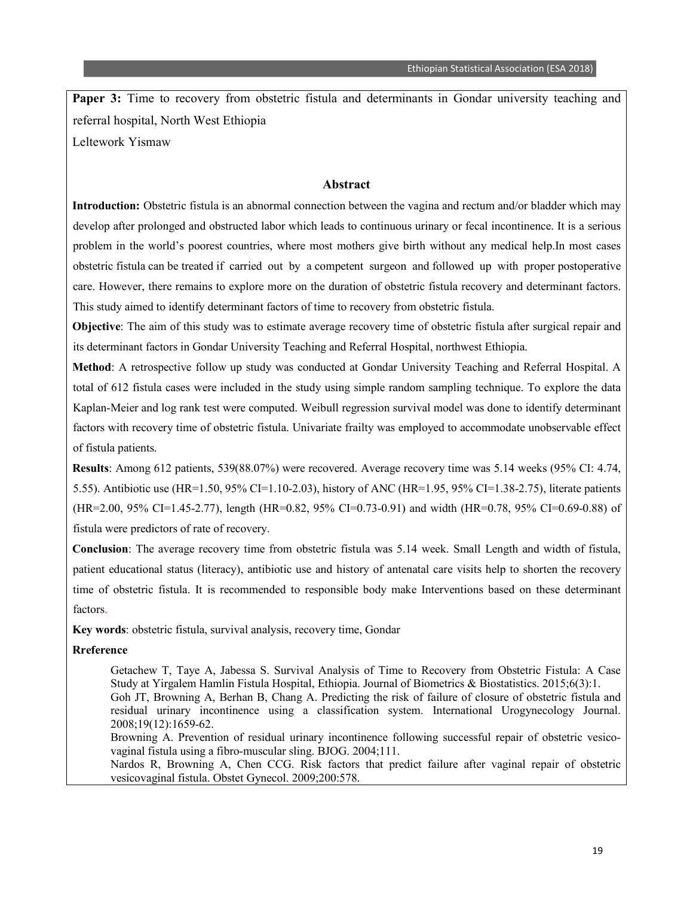**Paper 3:** Time to recovery from obstetric fistula and determinants in Gondar university teaching and referral hospital, North West Ethiopia

Leltework Yismaw

## Abstract

**Introduction:** Obstetric fistula is an abnormal connection between the vagina and rectum and/or bladder which may develop after prolonged and obstructed labor which leads to continuous urinary or fecal incontinence. It is a serious problem in the world's poorest countries, where most mothers give birth without any medical help.In most cases obstetric fistula can be treated if carried out by a competent surgeon and followed up with proper postoperative care. However, there remains to explore more on the duration of obstetric fistula recovery and determinant factors. This study aimed to identify determinant factors of time to recovery from obstetric fistula.

**Objective**: The aim of this study was to estimate average recovery time of obstetric fistula after surgical repair and its determinant factors in Gondar University Teaching and Referral Hospital, northwest Ethiopia.

**Method**: A retrospective follow up study was conducted at Gondar University Teaching and Referral Hospital. A total of 612 fistula cases were included in the study using simple random sampling technique. To explore the data Kaplan-Meier and log rank test were computed. Weibull regression survival model was done to identify determinant factors with recovery time of obstetric fistula. Univariate frailty was employed to accommodate unobservable effect of fistula patients.

**Results**: Among 612 patients, 539(88.07%) were recovered. Average recovery time was 5.14 weeks (95% CI: 4.74, 5.55). Antibiotic use (HR=1.50, 95% CI=1.10-2.03), history of ANC (HR=1.95, 95% CI=1.38-2.75), literate patients (HR=2.00, 95% CI=1.45-2.77), length (HR=0.82, 95% CI=0.73-0.91) and width (HR=0.78, 95% CI=0.69-0.88) of fistula were predictors of rate of recovery.

**Conclusion**: The average recovery time from obstetric fistula was 5.14 week. Small Length and width of fistula, patient educational status (literacy), antibiotic use and history of antenatal care visits help to shorten the recovery time of obstetric fistula. It is recommended to responsible body make Interventions based on these determinant factors.

**Key words**: obstetric fistula, survival analysis, recovery time, Gondar

**Rreference**

Getachew T, Taye A, Jabessa S. Survival Analysis of Time to Recovery from Obstetric Fistula: A Case Study at Yirgalem Hamlin Fistula Hospital, Ethiopia. Journal of Biometrics & Biostatistics. 2015;6(3):1.

Goh JT, Browning A, Berhan B, Chang A. Predicting the risk of failure of closure of obstetric fistula and residual urinary incontinence using a classification system. International Urogynecology Journal. 2008;19(12):1659-62.

Browning A. Prevention of residual urinary incontinence following successful repair of obstetric vesico-vaginal fistula using a fibro-muscular sling. BJOG. 2004;111.

Nardos R, Browning A, Chen CCG. Risk factors that predict failure after vaginal repair of obstetric vesicovaginal fistula. Obstet Gynecol. 2009;200:578.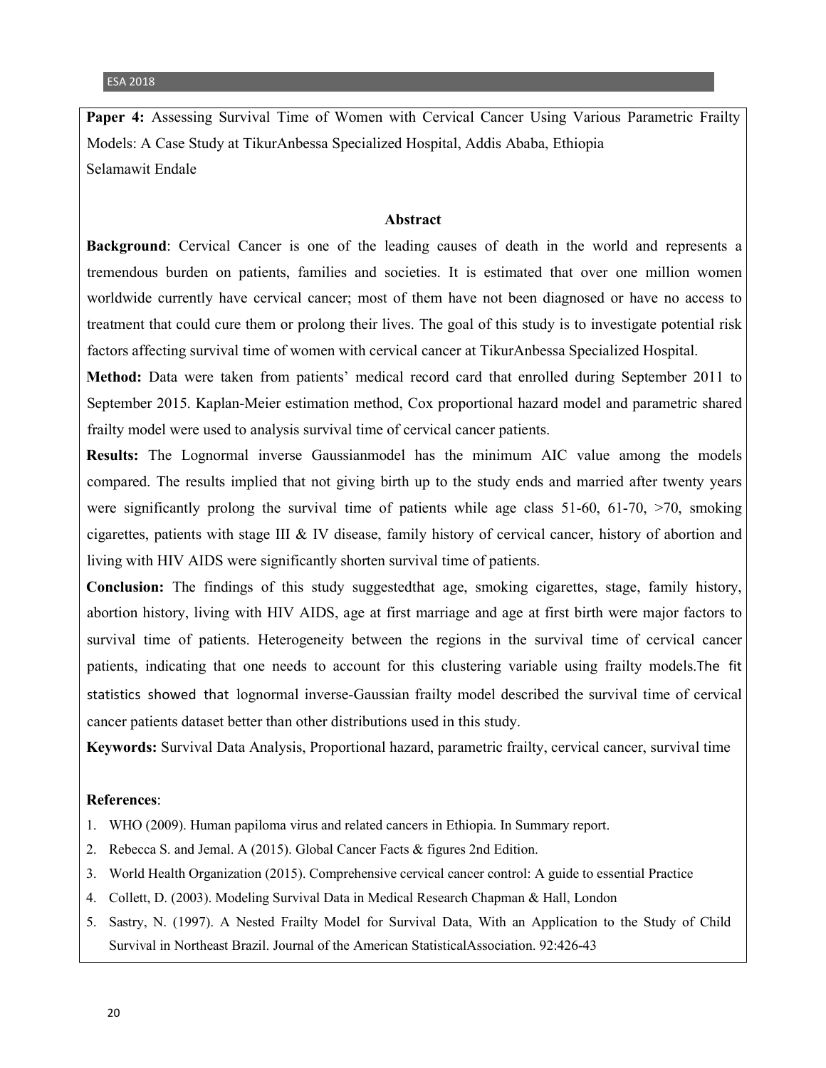**Paper 4:** Assessing Survival Time of Women with Cervical Cancer Using Various Parametric Frailty Models: A Case Study at TikurAnbessa Specialized Hospital, Addis Ababa, Ethiopia
Selamawit Endale

### Abstract

**Background**: Cervical Cancer is one of the leading causes of death in the world and represents a tremendous burden on patients, families and societies. It is estimated that over one million women worldwide currently have cervical cancer; most of them have not been diagnosed or have no access to treatment that could cure them or prolong their lives. The goal of this study is to investigate potential risk factors affecting survival time of women with cervical cancer at TikurAnbessa Specialized Hospital.

**Method:** Data were taken from patients' medical record card that enrolled during September 2011 to September 2015. Kaplan-Meier estimation method, Cox proportional hazard model and parametric shared frailty model were used to analysis survival time of cervical cancer patients.

**Results:** The Lognormal inverse Gaussianmodel has the minimum AIC value among the models compared. The results implied that not giving birth up to the study ends and married after twenty years were significantly prolong the survival time of patients while age class 51-60, 61-70, >70, smoking cigarettes, patients with stage III & IV disease, family history of cervical cancer, history of abortion and living with HIV AIDS were significantly shorten survival time of patients.

**Conclusion:** The findings of this study suggestedthat age, smoking cigarettes, stage, family history, abortion history, living with HIV AIDS, age at first marriage and age at first birth were major factors to survival time of patients. Heterogeneity between the regions in the survival time of cervical cancer patients, indicating that one needs to account for this clustering variable using frailty models.The fit statistics showed that lognormal inverse-Gaussian frailty model described the survival time of cervical cancer patients dataset better than other distributions used in this study.

**Keywords:** Survival Data Analysis, Proportional hazard, parametric frailty, cervical cancer, survival time

**References**:

1. WHO (2009). Human papiloma virus and related cancers in Ethiopia. In Summary report.
2. Rebecca S. and Jemal. A (2015). Global Cancer Facts & figures 2nd Edition.
3. World Health Organization (2015). Comprehensive cervical cancer control: A guide to essential Practice
4. Collett, D. (2003). Modeling Survival Data in Medical Research Chapman & Hall, London
5. Sastry, N. (1997). A Nested Frailty Model for Survival Data, With an Application to the Study of Child Survival in Northeast Brazil. Journal of the American StatisticalAssociation. 92:426-43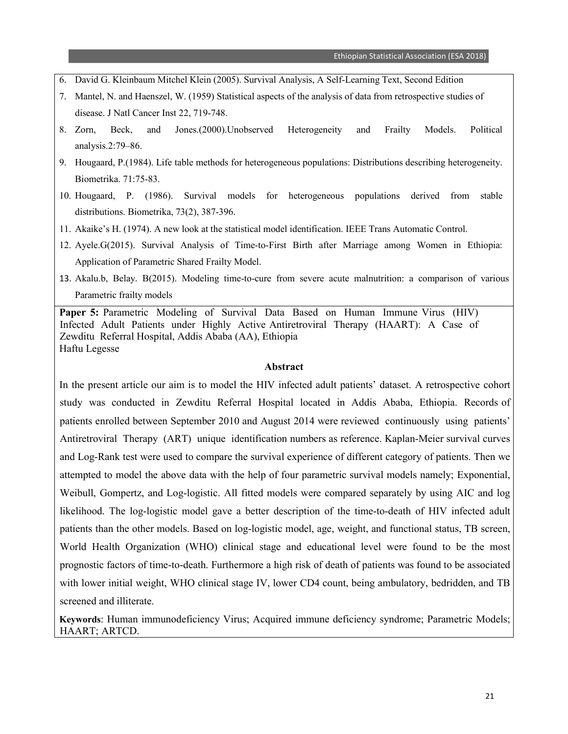6. David G. Kleinbaum Mitchel Klein (2005). Survival Analysis, A Self-Learning Text, Second Edition
7. Mantel, N. and Haenszel, W. (1959) Statistical aspects of the analysis of data from retrospective studies of disease. J Natl Cancer Inst 22, 719-748.
8. Zorn, Beck, and Jones.(2000).Unobserved Heterogeneity and Frailty Models. Political analysis.2:79–86.
9. Hougaard, P.(1984). Life table methods for heterogeneous populations: Distributions describing heterogeneity. Biometrika. 71:75-83.
10. Hougaard, P. (1986). Survival models for heterogeneous populations derived from stable distributions. Biometrika, 73(2), 387-396.
11. Akaike's H. (1974). A new look at the statistical model identification. IEEE Trans Automatic Control.
12. Ayele.G(2015). Survival Analysis of Time-to-First Birth after Marriage among Women in Ethiopia: Application of Parametric Shared Frailty Model.
13. Akalu.b, Belay. B(2015). Modeling time-to-cure from severe acute malnutrition: a comparison of various Parametric frailty models

**Paper 5:** Parametric Modeling of Survival Data Based on Human Immune Virus (HIV) Infected Adult Patients under Highly Active Antiretroviral Therapy (HAART): A Case of Zewditu Referral Hospital, Addis Ababa (AA), Ethiopia

Haftu Legesse

**Abstract**

In the present article our aim is to model the HIV infected adult patients' dataset. A retrospective cohort study was conducted in Zewditu Referral Hospital located in Addis Ababa, Ethiopia. Records of patients enrolled between September 2010 and August 2014 were reviewed continuously using patients' Antiretroviral Therapy (ART) unique identification numbers as reference. Kaplan-Meier survival curves and Log-Rank test were used to compare the survival experience of different category of patients. Then we attempted to model the above data with the help of four parametric survival models namely; Exponential, Weibull, Gompertz, and Log-logistic. All fitted models were compared separately by using AIC and log likelihood. The log-logistic model gave a better description of the time-to-death of HIV infected adult patients than the other models. Based on log-logistic model, age, weight, and functional status, TB screen, World Health Organization (WHO) clinical stage and educational level were found to be the most prognostic factors of time-to-death. Furthermore a high risk of death of patients was found to be associated with lower initial weight, WHO clinical stage IV, lower CD4 count, being ambulatory, bedridden, and TB screened and illiterate.

**Keywords**: Human immunodeficiency Virus; Acquired immune deficiency syndrome; Parametric Models; HAART; ARTCD.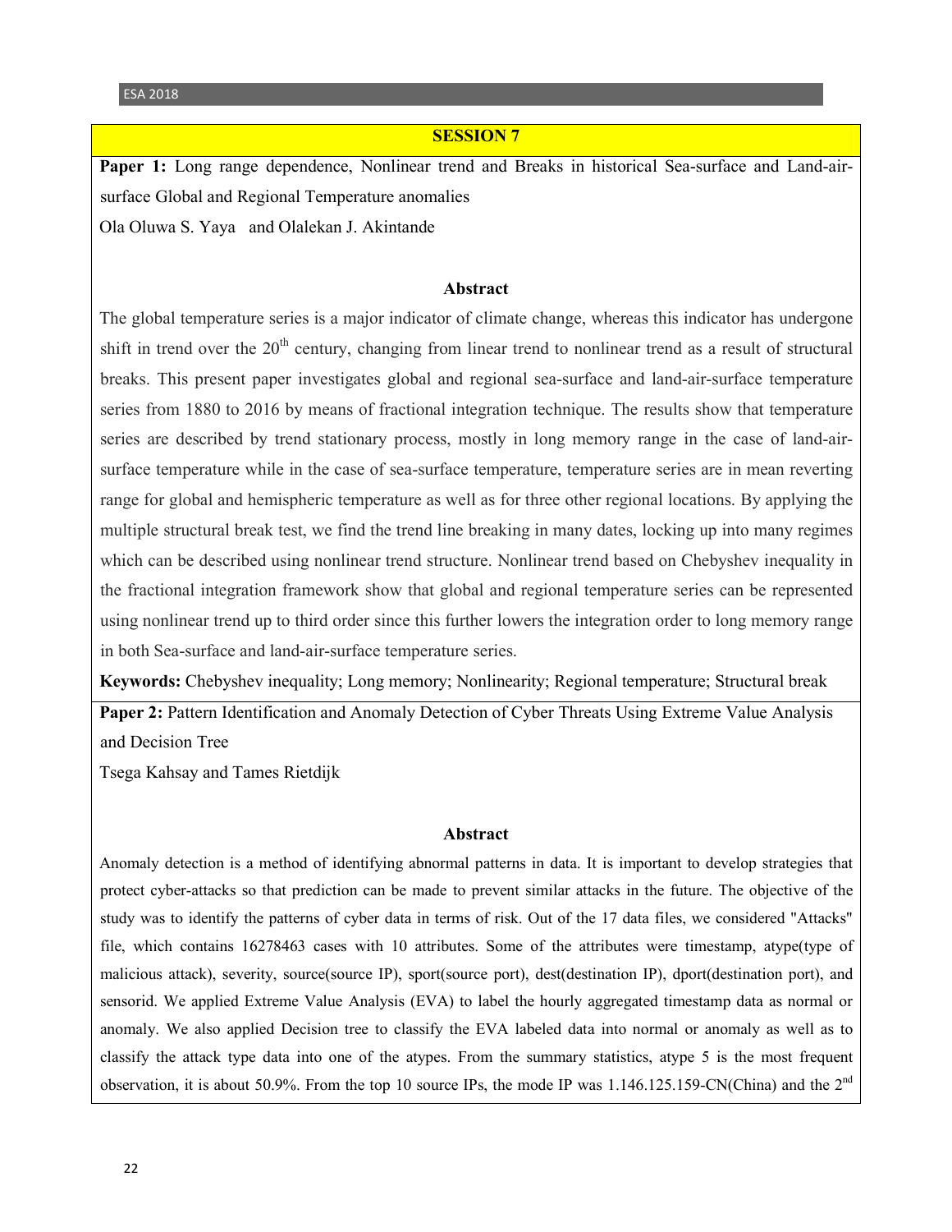## SESSION 7

**Paper 1:** Long range dependence, Nonlinear trend and Breaks in historical Sea-surface and Land-air-surface Global and Regional Temperature anomalies

Ola Oluwa S. Yaya and Olalekan J. Akintande

### Abstract

The global temperature series is a major indicator of climate change, whereas this indicator has undergone shift in trend over the 20th century, changing from linear trend to nonlinear trend as a result of structural breaks. This present paper investigates global and regional sea-surface and land-air-surface temperature series from 1880 to 2016 by means of fractional integration technique. The results show that temperature series are described by trend stationary process, mostly in long memory range in the case of land-air-surface temperature while in the case of sea-surface temperature, temperature series are in mean reverting range for global and hemispheric temperature as well as for three other regional locations. By applying the multiple structural break test, we find the trend line breaking in many dates, locking up into many regimes which can be described using nonlinear trend structure. Nonlinear trend based on Chebyshev inequality in the fractional integration framework show that global and regional temperature series can be represented using nonlinear trend up to third order since this further lowers the integration order to long memory range in both Sea-surface and land-air-surface temperature series.

**Keywords:** Chebyshev inequality; Long memory; Nonlinearity; Regional temperature; Structural break

**Paper 2:** Pattern Identification and Anomaly Detection of Cyber Threats Using Extreme Value Analysis and Decision Tree

Tsega Kahsay and Tames Rietdijk

### Abstract

Anomaly detection is a method of identifying abnormal patterns in data. It is important to develop strategies that protect cyber-attacks so that prediction can be made to prevent similar attacks in the future. The objective of the study was to identify the patterns of cyber data in terms of risk. Out of the 17 data files, we considered "Attacks" file, which contains 16278463 cases with 10 attributes. Some of the attributes were timestamp, atype(type of malicious attack), severity, source(source IP), sport(source port), dest(destination IP), dport(destination port), and sensorid. We applied Extreme Value Analysis (EVA) to label the hourly aggregated timestamp data as normal or anomaly. We also applied Decision tree to classify the EVA labeled data into normal or anomaly as well as to classify the attack type data into one of the atypes. From the summary statistics, atype 5 is the most frequent observation, it is about 50.9%. From the top 10 source IPs, the mode IP was 1.146.125.159-CN(China) and the 2nd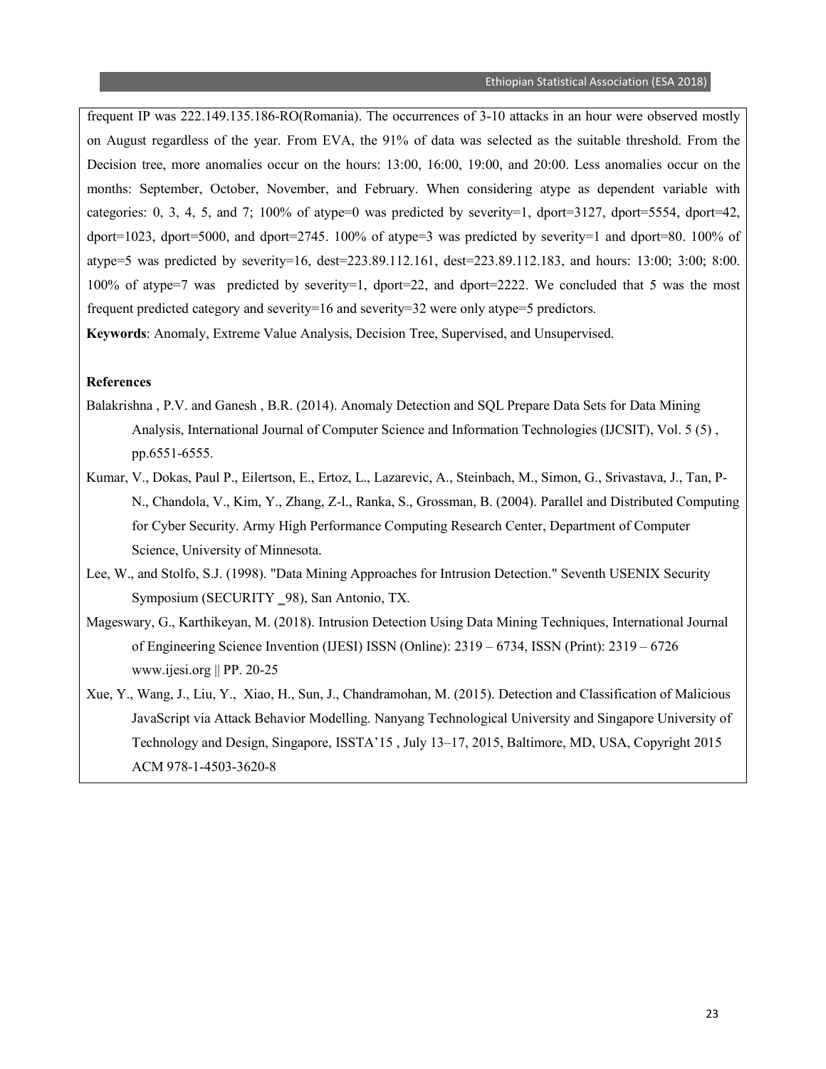frequent IP was 222.149.135.186-RO(Romania). The occurrences of 3-10 attacks in an hour were observed mostly on August regardless of the year. From EVA, the 91% of data was selected as the suitable threshold. From the Decision tree, more anomalies occur on the hours: 13:00, 16:00, 19:00, and 20:00. Less anomalies occur on the months: September, October, November, and February. When considering atype as dependent variable with categories: 0, 3, 4, 5, and 7; 100% of atype=0 was predicted by severity=1, dport=3127, dport=5554, dport=42, dport=1023, dport=5000, and dport=2745. 100% of atype=3 was predicted by severity=1 and dport=80. 100% of atype=5 was predicted by severity=16, dest=223.89.112.161, dest=223.89.112.183, and hours: 13:00; 3:00; 8:00. 100% of atype=7 was predicted by severity=1, dport=22, and dport=2222. We concluded that 5 was the most frequent predicted category and severity=16 and severity=32 were only atype=5 predictors.

**Keywords**: Anomaly, Extreme Value Analysis, Decision Tree, Supervised, and Unsupervised.

**References**

Balakrishna , P.V. and Ganesh , B.R. (2014). Anomaly Detection and SQL Prepare Data Sets for Data Mining Analysis, International Journal of Computer Science and Information Technologies (IJCSIT), Vol. 5 (5) , pp.6551-6555.

Kumar, V., Dokas, Paul P., Eilertson, E., Ertoz, L., Lazarevic, A., Steinbach, M., Simon, G., Srivastava, J., Tan, P-N., Chandola, V., Kim, Y., Zhang, Z-l., Ranka, S., Grossman, B. (2004). Parallel and Distributed Computing for Cyber Security. Army High Performance Computing Research Center, Department of Computer Science, University of Minnesota.

Lee, W., and Stolfo, S.J. (1998). "Data Mining Approaches for Intrusion Detection." Seventh USENIX Security Symposium (SECURITY _98), San Antonio, TX.

Mageswary, G., Karthikeyan, M. (2018). Intrusion Detection Using Data Mining Techniques, International Journal of Engineering Science Invention (IJESI) ISSN (Online): 2319 – 6734, ISSN (Print): 2319 – 6726 www.ijesi.org || PP. 20-25

Xue, Y., Wang, J., Liu, Y., Xiao, H., Sun, J., Chandramohan, M. (2015). Detection and Classification of Malicious JavaScript via Attack Behavior Modelling. Nanyang Technological University and Singapore University of Technology and Design, Singapore, ISSTA'15 , July 13–17, 2015, Baltimore, MD, USA, Copyright 2015 ACM 978-1-4503-3620-8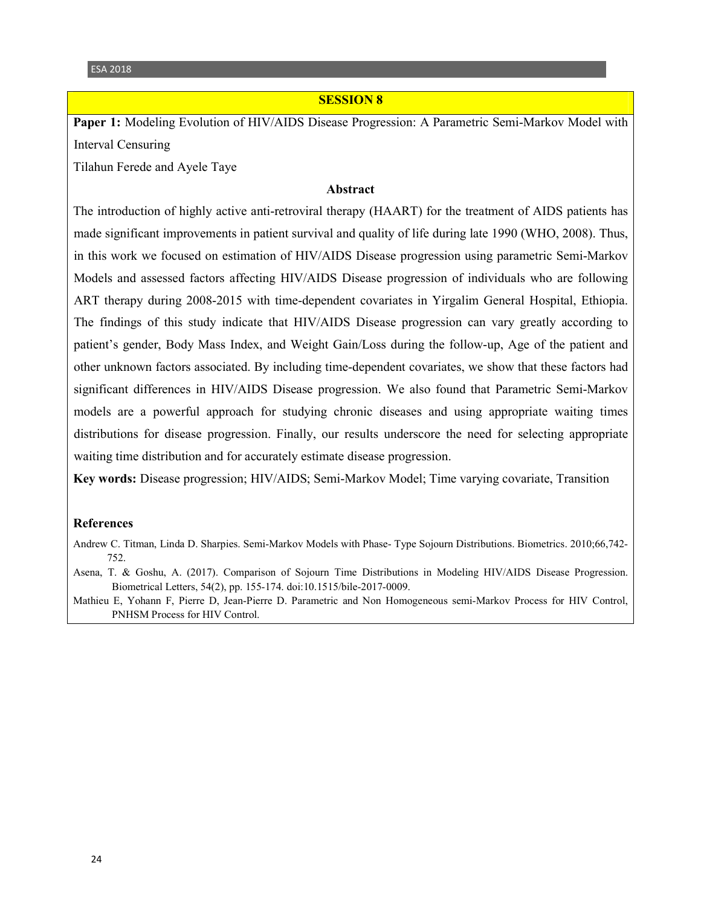## SESSION 8

**Paper 1:** Modeling Evolution of HIV/AIDS Disease Progression: A Parametric Semi-Markov Model with Interval Censuring

Tilahun Ferede and Ayele Taye

### Abstract

The introduction of highly active anti-retroviral therapy (HAART) for the treatment of AIDS patients has made significant improvements in patient survival and quality of life during late 1990 (WHO, 2008). Thus, in this work we focused on estimation of HIV/AIDS Disease progression using parametric Semi-Markov Models and assessed factors affecting HIV/AIDS Disease progression of individuals who are following ART therapy during 2008-2015 with time-dependent covariates in Yirgalim General Hospital, Ethiopia. The findings of this study indicate that HIV/AIDS Disease progression can vary greatly according to patient's gender, Body Mass Index, and Weight Gain/Loss during the follow-up, Age of the patient and other unknown factors associated. By including time-dependent covariates, we show that these factors had significant differences in HIV/AIDS Disease progression. We also found that Parametric Semi-Markov models are a powerful approach for studying chronic diseases and using appropriate waiting times distributions for disease progression. Finally, our results underscore the need for selecting appropriate waiting time distribution and for accurately estimate disease progression.

**Key words:** Disease progression; HIV/AIDS; Semi-Markov Model; Time varying covariate, Transition

### References

Andrew C. Titman, Linda D. Sharpies. Semi-Markov Models with Phase- Type Sojourn Distributions. Biometrics. 2010;66,742-752.

Asena, T. & Goshu, A. (2017). Comparison of Sojourn Time Distributions in Modeling HIV/AIDS Disease Progression. Biometrical Letters, 54(2), pp. 155-174. doi:10.1515/bile-2017-0009.

Mathieu E, Yohann F, Pierre D, Jean-Pierre D. Parametric and Non Homogeneous semi-Markov Process for HIV Control, PNHSM Process for HIV Control.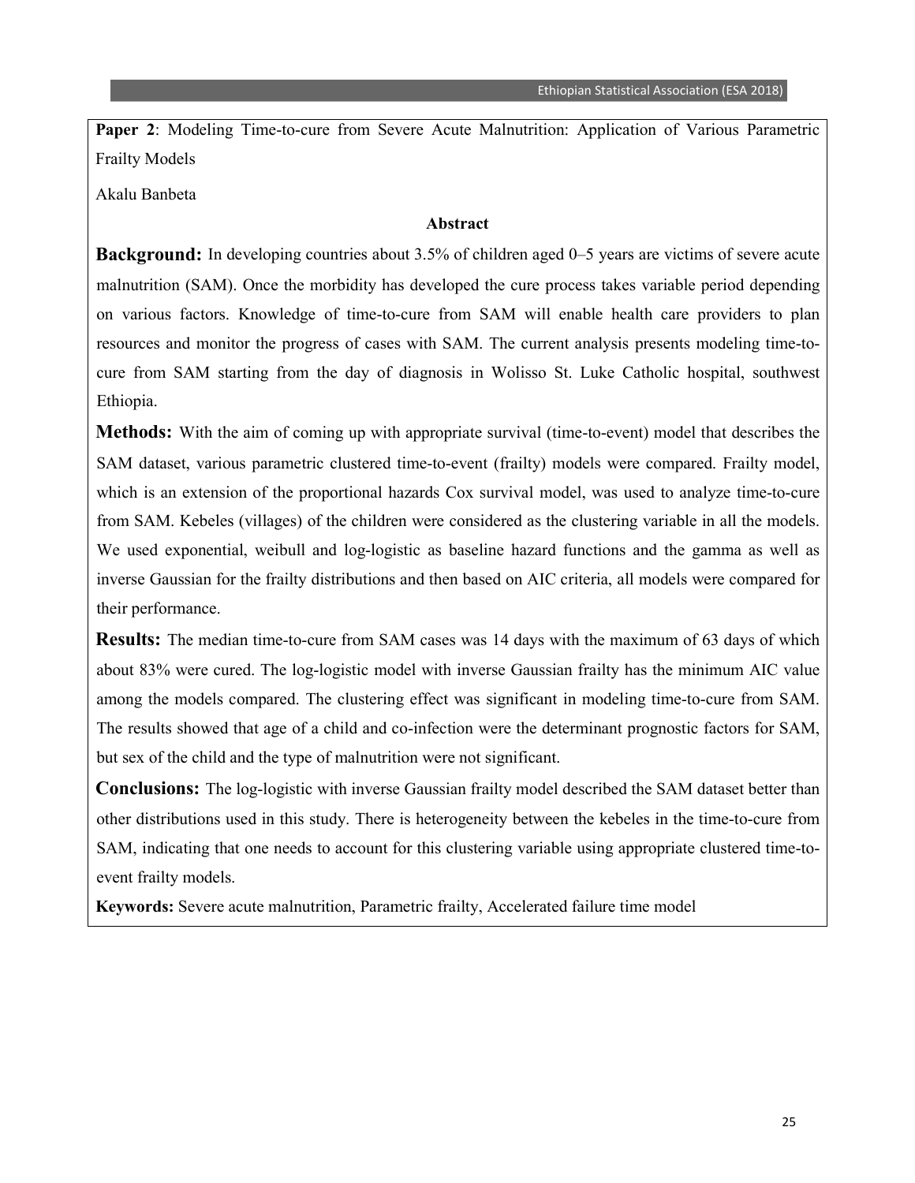**Paper 2**: Modeling Time-to-cure from Severe Acute Malnutrition: Application of Various Parametric Frailty Models

Akalu Banbeta

### Abstract

**Background:** In developing countries about 3.5% of children aged 0–5 years are victims of severe acute malnutrition (SAM). Once the morbidity has developed the cure process takes variable period depending on various factors. Knowledge of time-to-cure from SAM will enable health care providers to plan resources and monitor the progress of cases with SAM. The current analysis presents modeling time-to-cure from SAM starting from the day of diagnosis in Wolisso St. Luke Catholic hospital, southwest Ethiopia.

**Methods:** With the aim of coming up with appropriate survival (time-to-event) model that describes the SAM dataset, various parametric clustered time-to-event (frailty) models were compared. Frailty model, which is an extension of the proportional hazards Cox survival model, was used to analyze time-to-cure from SAM. Kebeles (villages) of the children were considered as the clustering variable in all the models. We used exponential, weibull and log-logistic as baseline hazard functions and the gamma as well as inverse Gaussian for the frailty distributions and then based on AIC criteria, all models were compared for their performance.

**Results:** The median time-to-cure from SAM cases was 14 days with the maximum of 63 days of which about 83% were cured. The log-logistic model with inverse Gaussian frailty has the minimum AIC value among the models compared. The clustering effect was significant in modeling time-to-cure from SAM. The results showed that age of a child and co-infection were the determinant prognostic factors for SAM, but sex of the child and the type of malnutrition were not significant.

**Conclusions:** The log-logistic with inverse Gaussian frailty model described the SAM dataset better than other distributions used in this study. There is heterogeneity between the kebeles in the time-to-cure from SAM, indicating that one needs to account for this clustering variable using appropriate clustered time-to-event frailty models.

**Keywords:** Severe acute malnutrition, Parametric frailty, Accelerated failure time model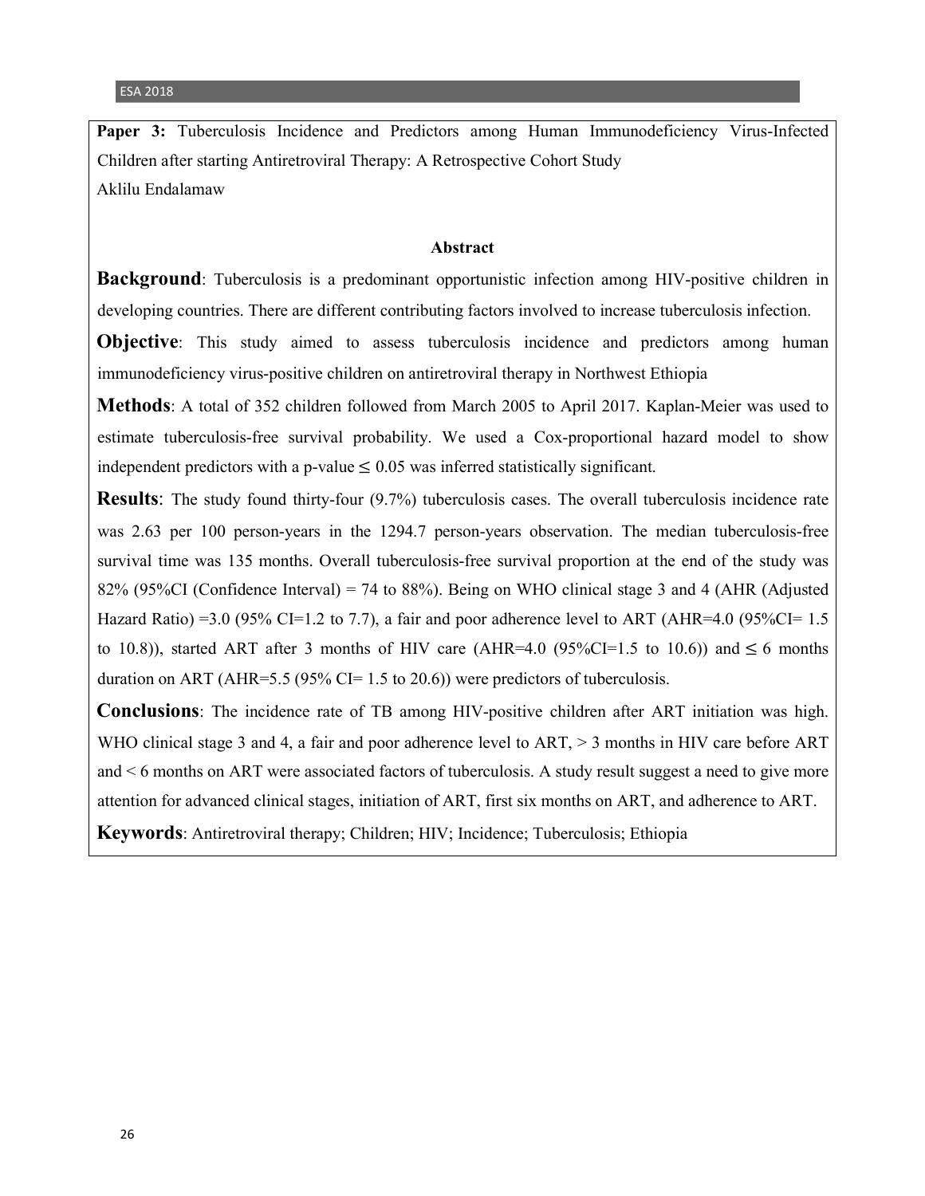**Paper 3:** Tuberculosis Incidence and Predictors among Human Immunodeficiency Virus-Infected Children after starting Antiretroviral Therapy: A Retrospective Cohort Study

Aklilu Endalamaw

## Abstract

**Background**: Tuberculosis is a predominant opportunistic infection among HIV-positive children in developing countries. There are different contributing factors involved to increase tuberculosis infection.

**Objective**: This study aimed to assess tuberculosis incidence and predictors among human immunodeficiency virus-positive children on antiretroviral therapy in Northwest Ethiopia

**Methods**: A total of 352 children followed from March 2005 to April 2017. Kaplan-Meier was used to estimate tuberculosis-free survival probability. We used a Cox-proportional hazard model to show independent predictors with a p-value $\leq 0.05$ was inferred statistically significant.

**Results**: The study found thirty-four (9.7%) tuberculosis cases. The overall tuberculosis incidence rate was 2.63 per 100 person-years in the 1294.7 person-years observation. The median tuberculosis-free survival time was 135 months. Overall tuberculosis-free survival proportion at the end of the study was 82% (95%CI (Confidence Interval) = 74 to 88%). Being on WHO clinical stage 3 and 4 (AHR (Adjusted Hazard Ratio) =3.0 (95% CI=1.2 to 7.7), a fair and poor adherence level to ART (AHR=4.0 (95%CI= 1.5 to 10.8)), started ART after 3 months of HIV care (AHR=4.0 (95%CI=1.5 to 10.6)) and $\leq$ 6 months duration on ART (AHR=5.5 (95% CI= 1.5 to 20.6)) were predictors of tuberculosis.

**Conclusions**: The incidence rate of TB among HIV-positive children after ART initiation was high. WHO clinical stage 3 and 4, a fair and poor adherence level to ART, > 3 months in HIV care before ART and < 6 months on ART were associated factors of tuberculosis. A study result suggest a need to give more attention for advanced clinical stages, initiation of ART, first six months on ART, and adherence to ART.

**Keywords**: Antiretroviral therapy; Children; HIV; Incidence; Tuberculosis; Ethiopia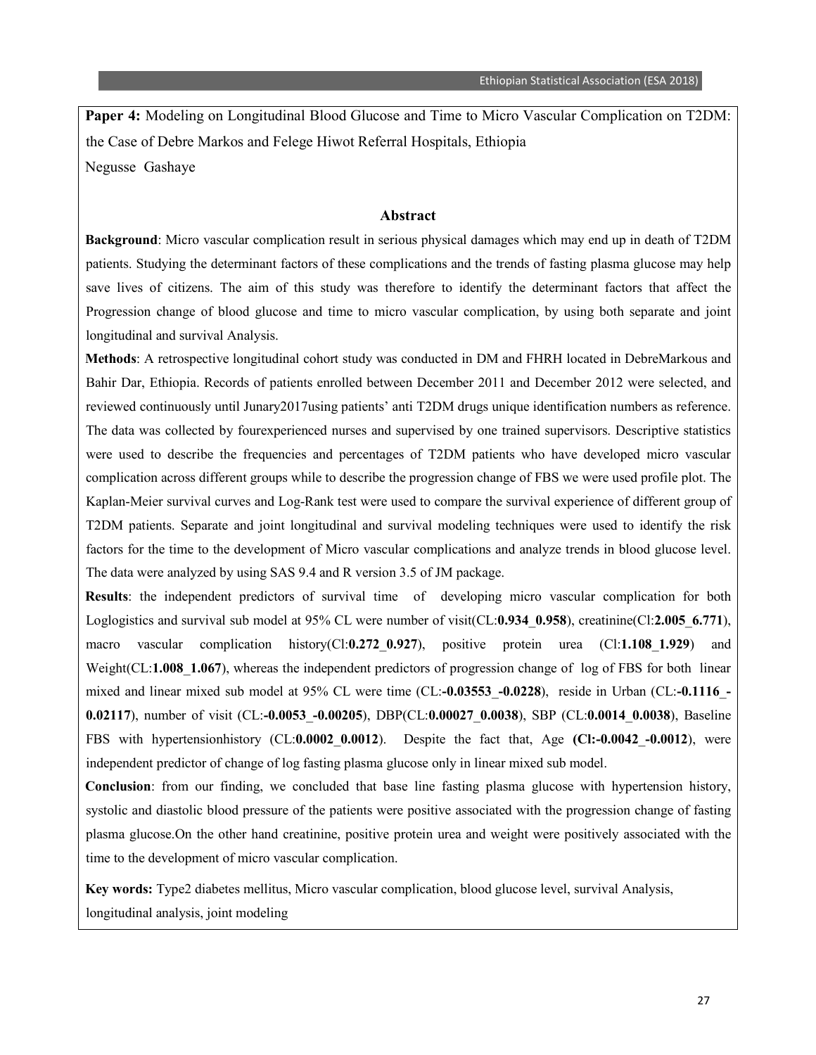**Paper 4:** Modeling on Longitudinal Blood Glucose and Time to Micro Vascular Complication on T2DM: the Case of Debre Markos and Felege Hiwot Referral Hospitals, Ethiopia

Negusse Gashaye

### Abstract

**Background**: Micro vascular complication result in serious physical damages which may end up in death of T2DM patients. Studying the determinant factors of these complications and the trends of fasting plasma glucose may help save lives of citizens. The aim of this study was therefore to identify the determinant factors that affect the Progression change of blood glucose and time to micro vascular complication, by using both separate and joint longitudinal and survival Analysis.

**Methods**: A retrospective longitudinal cohort study was conducted in DM and FHRH located in DebreMarkous and Bahir Dar, Ethiopia. Records of patients enrolled between December 2011 and December 2012 were selected, and reviewed continuously until Junary2017using patients' anti T2DM drugs unique identification numbers as reference. The data was collected by fourexperienced nurses and supervised by one trained supervisors. Descriptive statistics were used to describe the frequencies and percentages of T2DM patients who have developed micro vascular complication across different groups while to describe the progression change of FBS we were used profile plot. The Kaplan-Meier survival curves and Log-Rank test were used to compare the survival experience of different group of T2DM patients. Separate and joint longitudinal and survival modeling techniques were used to identify the risk factors for the time to the development of Micro vascular complications and analyze trends in blood glucose level. The data were analyzed by using SAS 9.4 and R version 3.5 of JM package.

**Results**: the independent predictors of survival time of developing micro vascular complication for both Loglogistics and survival sub model at 95% CL were number of visit(CL:**0.934_0.958**), creatinine(Cl:**2.005_6.771**), macro vascular complication history(Cl:**0.272_0.927**), positive protein urea (Cl:**1.108_1.929**) and Weight(CL:**1.008_1.067**), whereas the independent predictors of progression change of log of FBS for both linear mixed and linear mixed sub model at 95% CL were time (CL:**-0.03553_-0.0228**), reside in Urban (CL:**-0.1116_-0.02117**), number of visit (CL:**-0.0053_-0.00205**), DBP(CL:**0.00027_0.0038**), SBP (CL:**0.0014_0.0038**), Baseline FBS with hypertensionhistory (CL:**0.0002_0.0012**). Despite the fact that, Age **(Cl:-0.0042_-0.0012)**, were independent predictor of change of log fasting plasma glucose only in linear mixed sub model.

**Conclusion**: from our finding, we concluded that base line fasting plasma glucose with hypertension history, systolic and diastolic blood pressure of the patients were positive associated with the progression change of fasting plasma glucose.On the other hand creatinine, positive protein urea and weight were positively associated with the time to the development of micro vascular complication.

**Key words:** Type2 diabetes mellitus, Micro vascular complication, blood glucose level, survival Analysis, longitudinal analysis, joint modeling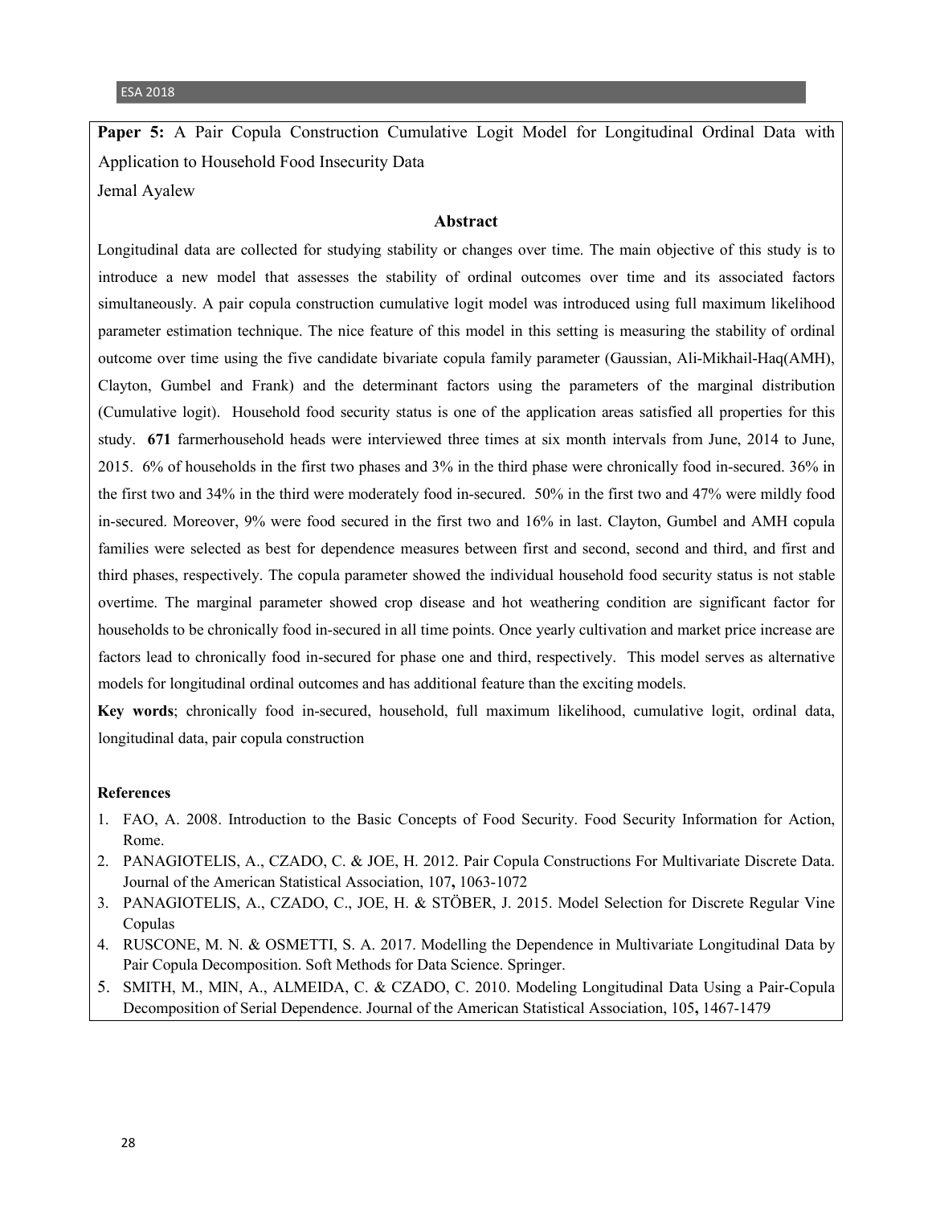**Paper 5:** A Pair Copula Construction Cumulative Logit Model for Longitudinal Ordinal Data with Application to Household Food Insecurity Data

Jemal Ayalew

### Abstract

Longitudinal data are collected for studying stability or changes over time. The main objective of this study is to introduce a new model that assesses the stability of ordinal outcomes over time and its associated factors simultaneously. A pair copula construction cumulative logit model was introduced using full maximum likelihood parameter estimation technique. The nice feature of this model in this setting is measuring the stability of ordinal outcome over time using the five candidate bivariate copula family parameter (Gaussian, Ali-Mikhail-Haq(AMH), Clayton, Gumbel and Frank) and the determinant factors using the parameters of the marginal distribution (Cumulative logit). Household food security status is one of the application areas satisfied all properties for this study. **671** farmerhousehold heads were interviewed three times at six month intervals from June, 2014 to June, 2015. 6% of households in the first two phases and 3% in the third phase were chronically food in-secured. 36% in the first two and 34% in the third were moderately food in-secured. 50% in the first two and 47% were mildly food in-secured. Moreover, 9% were food secured in the first two and 16% in last. Clayton, Gumbel and AMH copula families were selected as best for dependence measures between first and second, second and third, and first and third phases, respectively. The copula parameter showed the individual household food security status is not stable overtime. The marginal parameter showed crop disease and hot weathering condition are significant factor for households to be chronically food in-secured in all time points. Once yearly cultivation and market price increase are factors lead to chronically food in-secured for phase one and third, respectively. This model serves as alternative models for longitudinal ordinal outcomes and has additional feature than the exciting models.

**Key words**; chronically food in-secured, household, full maximum likelihood, cumulative logit, ordinal data, longitudinal data, pair copula construction

#### References

1. FAO, A. 2008. Introduction to the Basic Concepts of Food Security. Food Security Information for Action, Rome.
2. PANAGIOTELIS, A., CZADO, C. & JOE, H. 2012. Pair Copula Constructions For Multivariate Discrete Data. Journal of the American Statistical Association, 107**,** 1063-1072
3. PANAGIOTELIS, A., CZADO, C., JOE, H. & STÖBER, J. 2015. Model Selection for Discrete Regular Vine Copulas
4. RUSCONE, M. N. & OSMETTI, S. A. 2017. Modelling the Dependence in Multivariate Longitudinal Data by Pair Copula Decomposition. Soft Methods for Data Science. Springer.
5. SMITH, M., MIN, A., ALMEIDA, C. & CZADO, C. 2010. Modeling Longitudinal Data Using a Pair-Copula Decomposition of Serial Dependence. Journal of the American Statistical Association, 105**,** 1467-1479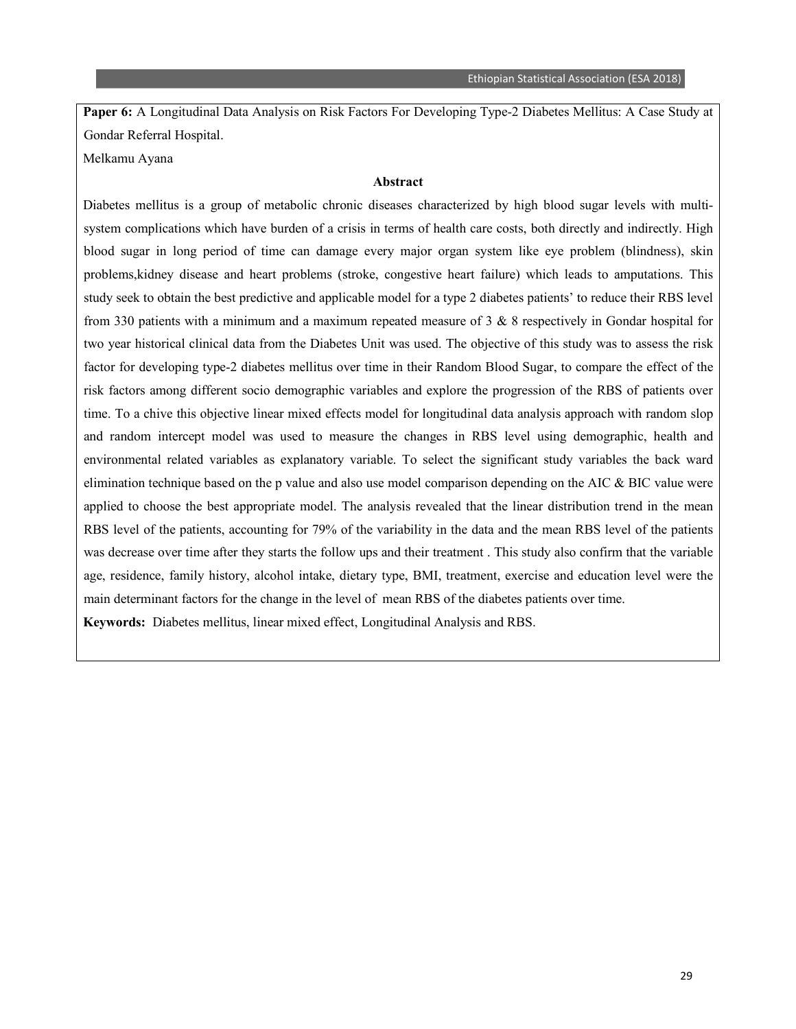**Paper 6:** A Longitudinal Data Analysis on Risk Factors For Developing Type-2 Diabetes Mellitus: A Case Study at Gondar Referral Hospital.

Melkamu Ayana

**Abstract**

Diabetes mellitus is a group of metabolic chronic diseases characterized by high blood sugar levels with multi-system complications which have burden of a crisis in terms of health care costs, both directly and indirectly. High blood sugar in long period of time can damage every major organ system like eye problem (blindness), skin problems,kidney disease and heart problems (stroke, congestive heart failure) which leads to amputations. This study seek to obtain the best predictive and applicable model for a type 2 diabetes patients' to reduce their RBS level from 330 patients with a minimum and a maximum repeated measure of 3 & 8 respectively in Gondar hospital for two year historical clinical data from the Diabetes Unit was used. The objective of this study was to assess the risk factor for developing type-2 diabetes mellitus over time in their Random Blood Sugar, to compare the effect of the risk factors among different socio demographic variables and explore the progression of the RBS of patients over time. To a chive this objective linear mixed effects model for longitudinal data analysis approach with random slop and random intercept model was used to measure the changes in RBS level using demographic, health and environmental related variables as explanatory variable. To select the significant study variables the back ward elimination technique based on the p value and also use model comparison depending on the AIC & BIC value were applied to choose the best appropriate model. The analysis revealed that the linear distribution trend in the mean RBS level of the patients, accounting for 79% of the variability in the data and the mean RBS level of the patients was decrease over time after they starts the follow ups and their treatment . This study also confirm that the variable age, residence, family history, alcohol intake, dietary type, BMI, treatment, exercise and education level were the main determinant factors for the change in the level of mean RBS of the diabetes patients over time.

**Keywords:** Diabetes mellitus, linear mixed effect, Longitudinal Analysis and RBS.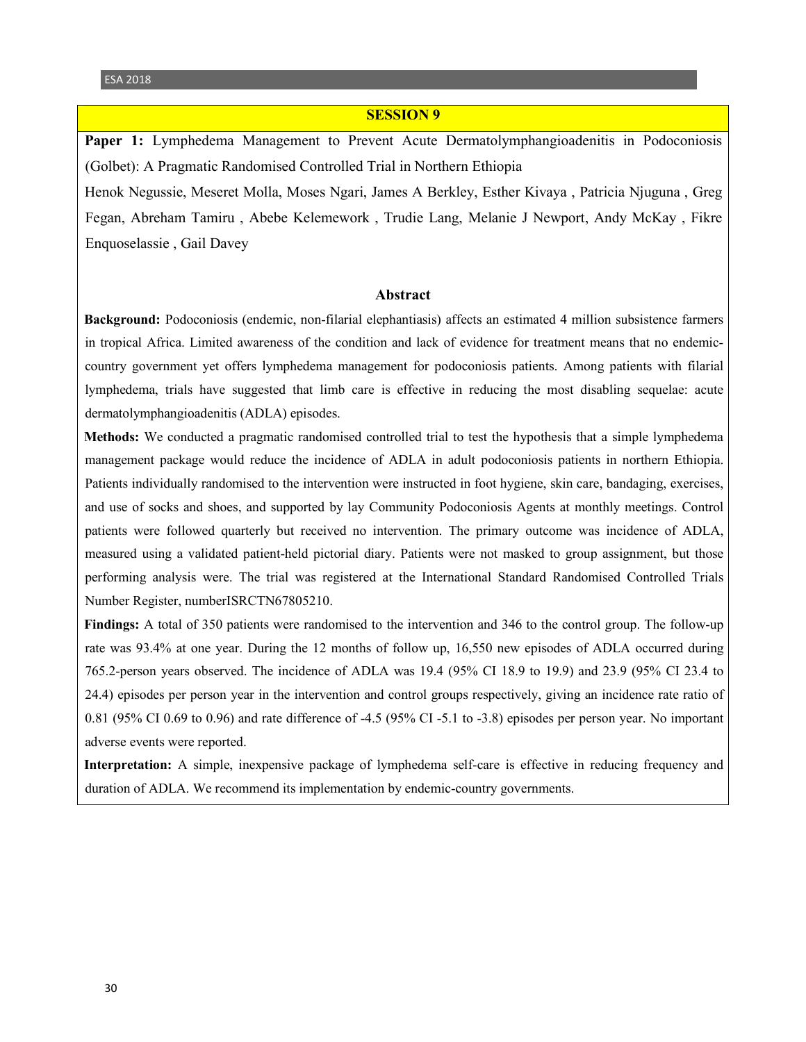## SESSION 9

**Paper 1:** Lymphedema Management to Prevent Acute Dermatolymphangioadenitis in Podoconiosis (Golbet): A Pragmatic Randomised Controlled Trial in Northern Ethiopia

Henok Negussie, Meseret Molla, Moses Ngari, James A Berkley, Esther Kivaya , Patricia Njuguna , Greg Fegan, Abreham Tamiru , Abebe Kelemework , Trudie Lang, Melanie J Newport, Andy McKay , Fikre Enquoselassie , Gail Davey

### Abstract

**Background:** Podoconiosis (endemic, non-filarial elephantiasis) affects an estimated 4 million subsistence farmers in tropical Africa. Limited awareness of the condition and lack of evidence for treatment means that no endemic-country government yet offers lymphedema management for podoconiosis patients. Among patients with filarial lymphedema, trials have suggested that limb care is effective in reducing the most disabling sequelae: acute dermatolymphangioadenitis (ADLA) episodes.

**Methods:** We conducted a pragmatic randomised controlled trial to test the hypothesis that a simple lymphedema management package would reduce the incidence of ADLA in adult podoconiosis patients in northern Ethiopia. Patients individually randomised to the intervention were instructed in foot hygiene, skin care, bandaging, exercises, and use of socks and shoes, and supported by lay Community Podoconiosis Agents at monthly meetings. Control patients were followed quarterly but received no intervention. The primary outcome was incidence of ADLA, measured using a validated patient-held pictorial diary. Patients were not masked to group assignment, but those performing analysis were. The trial was registered at the International Standard Randomised Controlled Trials Number Register, numberISRCTN67805210.

**Findings:** A total of 350 patients were randomised to the intervention and 346 to the control group. The follow-up rate was 93.4% at one year. During the 12 months of follow up, 16,550 new episodes of ADLA occurred during 765.2-person years observed. The incidence of ADLA was 19.4 (95% CI 18.9 to 19.9) and 23.9 (95% CI 23.4 to 24.4) episodes per person year in the intervention and control groups respectively, giving an incidence rate ratio of 0.81 (95% CI 0.69 to 0.96) and rate difference of -4.5 (95% CI -5.1 to -3.8) episodes per person year. No important adverse events were reported.

**Interpretation:** A simple, inexpensive package of lymphedema self-care is effective in reducing frequency and duration of ADLA. We recommend its implementation by endemic-country governments.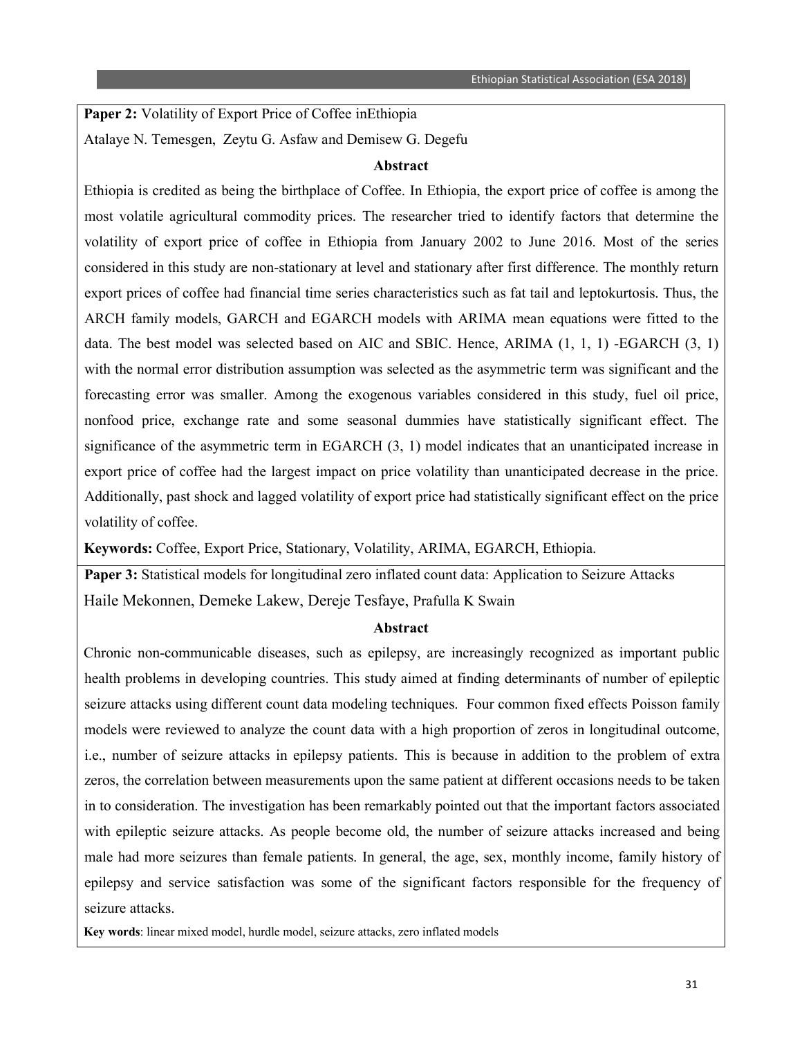**Paper 2:** Volatility of Export Price of Coffee inEthiopia

Atalaye N. Temesgen, Zeytu G. Asfaw and Demisew G. Degefu

**Abstract**

Ethiopia is credited as being the birthplace of Coffee. In Ethiopia, the export price of coffee is among the most volatile agricultural commodity prices. The researcher tried to identify factors that determine the volatility of export price of coffee in Ethiopia from January 2002 to June 2016. Most of the series considered in this study are non-stationary at level and stationary after first difference. The monthly return export prices of coffee had financial time series characteristics such as fat tail and leptokurtosis. Thus, the ARCH family models, GARCH and EGARCH models with ARIMA mean equations were fitted to the data. The best model was selected based on AIC and SBIC. Hence, ARIMA (1, 1, 1) -EGARCH (3, 1) with the normal error distribution assumption was selected as the asymmetric term was significant and the forecasting error was smaller. Among the exogenous variables considered in this study, fuel oil price, nonfood price, exchange rate and some seasonal dummies have statistically significant effect. The significance of the asymmetric term in EGARCH (3, 1) model indicates that an unanticipated increase in export price of coffee had the largest impact on price volatility than unanticipated decrease in the price. Additionally, past shock and lagged volatility of export price had statistically significant effect on the price volatility of coffee.

**Keywords:** Coffee, Export Price, Stationary, Volatility, ARIMA, EGARCH, Ethiopia.

**Paper 3:** Statistical models for longitudinal zero inflated count data: Application to Seizure Attacks

Haile Mekonnen, Demeke Lakew, Dereje Tesfaye, Prafulla K Swain

**Abstract**

Chronic non-communicable diseases, such as epilepsy, are increasingly recognized as important public health problems in developing countries. This study aimed at finding determinants of number of epileptic seizure attacks using different count data modeling techniques. Four common fixed effects Poisson family models were reviewed to analyze the count data with a high proportion of zeros in longitudinal outcome, i.e., number of seizure attacks in epilepsy patients. This is because in addition to the problem of extra zeros, the correlation between measurements upon the same patient at different occasions needs to be taken in to consideration. The investigation has been remarkably pointed out that the important factors associated with epileptic seizure attacks. As people become old, the number of seizure attacks increased and being male had more seizures than female patients. In general, the age, sex, monthly income, family history of epilepsy and service satisfaction was some of the significant factors responsible for the frequency of seizure attacks.

**Key words**: linear mixed model, hurdle model, seizure attacks, zero inflated models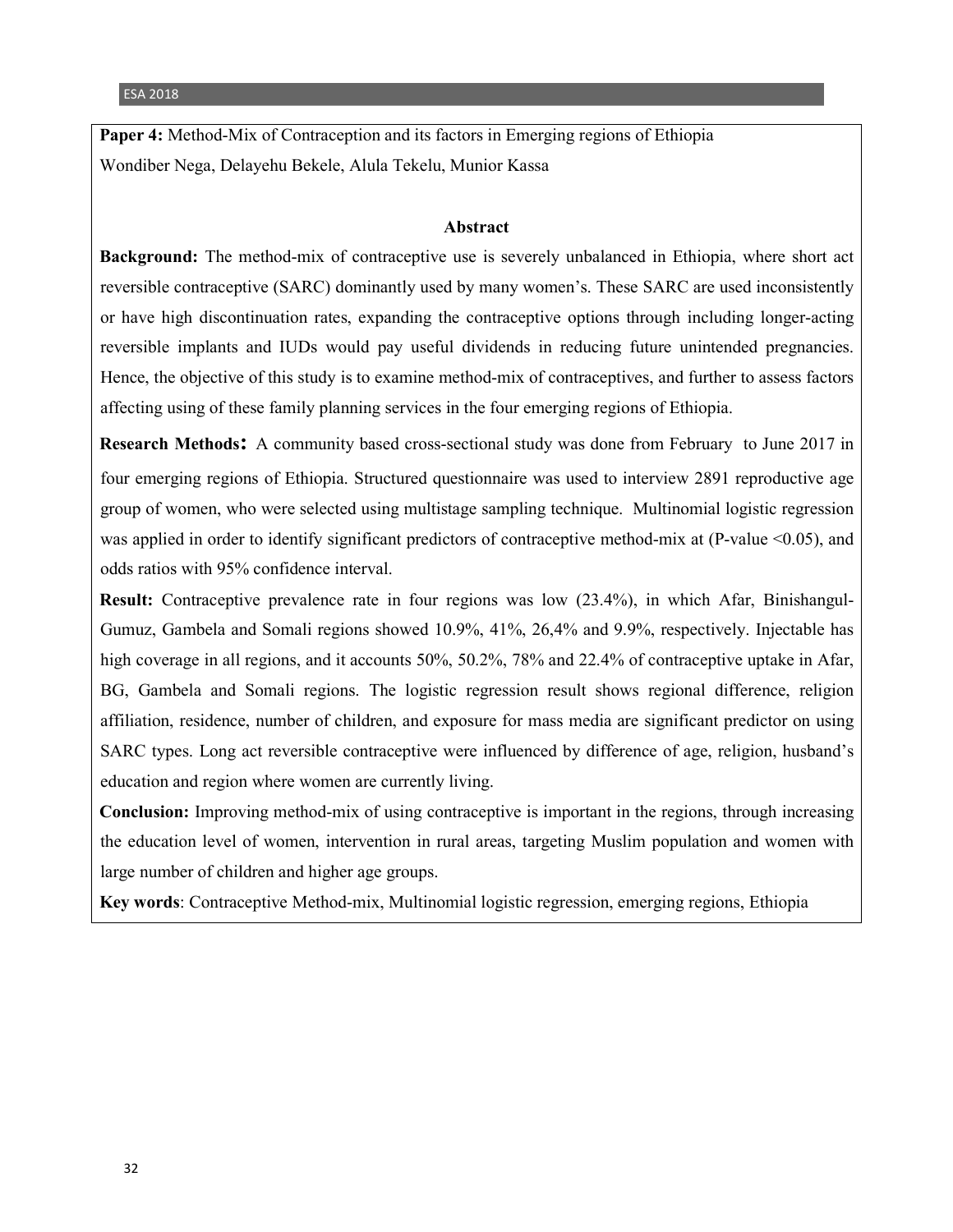**Paper 4:** Method-Mix of Contraception and its factors in Emerging regions of Ethiopia

Wondiber Nega, Delayehu Bekele, Alula Tekelu, Munior Kassa

### Abstract

**Background:** The method-mix of contraceptive use is severely unbalanced in Ethiopia, where short act reversible contraceptive (SARC) dominantly used by many women's. These SARC are used inconsistently or have high discontinuation rates, expanding the contraceptive options through including longer-acting reversible implants and IUDs would pay useful dividends in reducing future unintended pregnancies. Hence, the objective of this study is to examine method-mix of contraceptives, and further to assess factors affecting using of these family planning services in the four emerging regions of Ethiopia.

**Research Methods:** A community based cross-sectional study was done from February to June 2017 in four emerging regions of Ethiopia. Structured questionnaire was used to interview 2891 reproductive age group of women, who were selected using multistage sampling technique. Multinomial logistic regression was applied in order to identify significant predictors of contraceptive method-mix at (P-value <0.05), and odds ratios with 95% confidence interval.

**Result:** Contraceptive prevalence rate in four regions was low (23.4%), in which Afar, Binishangul-Gumuz, Gambela and Somali regions showed 10.9%, 41%, 26,4% and 9.9%, respectively. Injectable has high coverage in all regions, and it accounts 50%, 50.2%, 78% and 22.4% of contraceptive uptake in Afar, BG, Gambela and Somali regions. The logistic regression result shows regional difference, religion affiliation, residence, number of children, and exposure for mass media are significant predictor on using SARC types. Long act reversible contraceptive were influenced by difference of age, religion, husband's education and region where women are currently living.

**Conclusion:** Improving method-mix of using contraceptive is important in the regions, through increasing the education level of women, intervention in rural areas, targeting Muslim population and women with large number of children and higher age groups.

**Key words**: Contraceptive Method-mix, Multinomial logistic regression, emerging regions, Ethiopia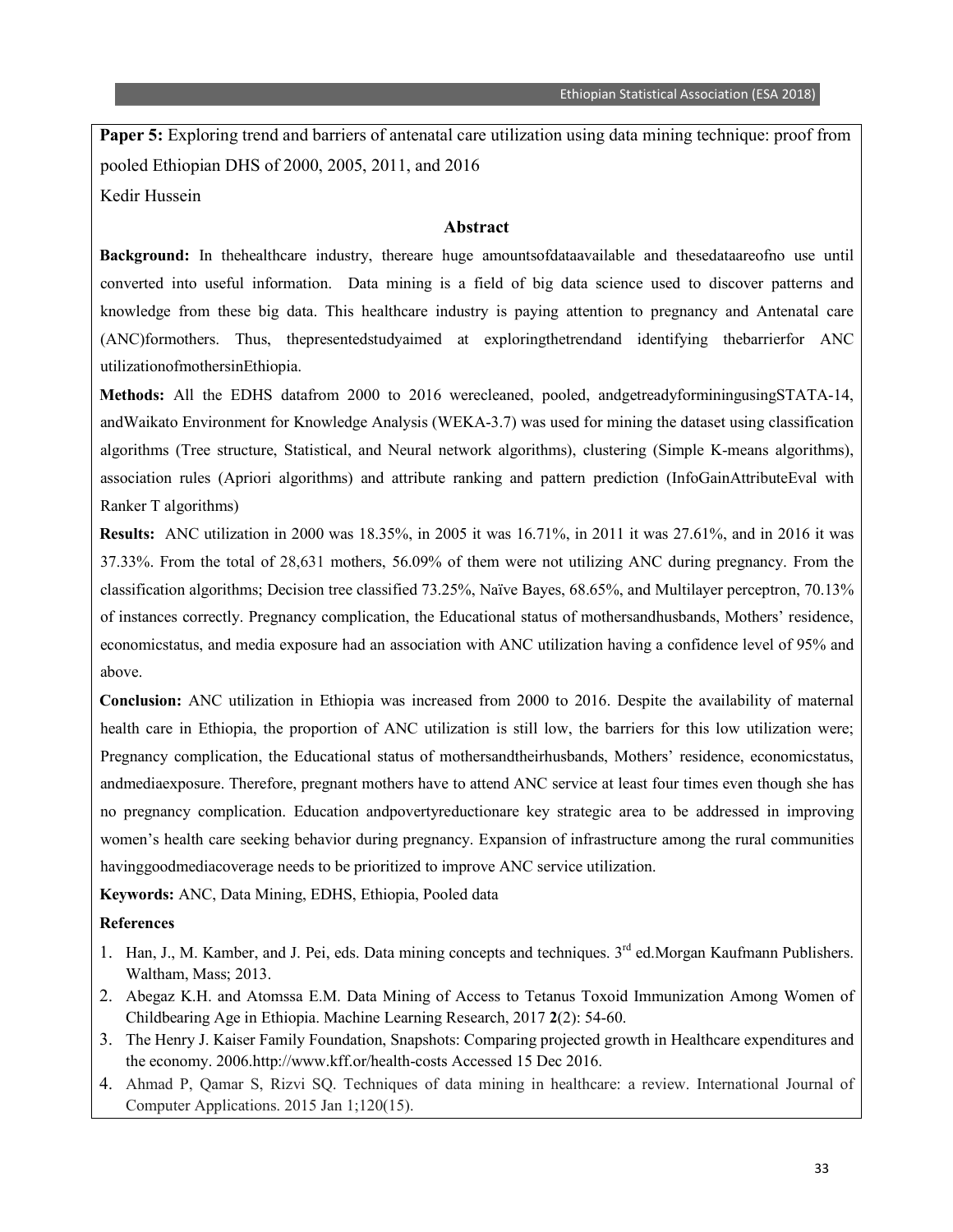**Paper 5:** Exploring trend and barriers of antenatal care utilization using data mining technique: proof from pooled Ethiopian DHS of 2000, 2005, 2011, and 2016

Kedir Hussein

## Abstract

**Background:** In thehealthcare industry, thereare huge amountsofdataavailable and thesedataareofno use until converted into useful information. Data mining is a field of big data science used to discover patterns and knowledge from these big data. This healthcare industry is paying attention to pregnancy and Antenatal care (ANC)formothers. Thus, thepresentedstudyaimed at exploringthetrendand identifying thebarrierfor ANC utilizationofmothersinEthiopia.

**Methods:** All the EDHS datafrom 2000 to 2016 werecleaned, pooled, andgetreadyforminingusingSTATA-14, andWaikato Environment for Knowledge Analysis (WEKA-3.7) was used for mining the dataset using classification algorithms (Tree structure, Statistical, and Neural network algorithms), clustering (Simple K-means algorithms), association rules (Apriori algorithms) and attribute ranking and pattern prediction (InfoGainAttributeEval with Ranker T algorithms)

**Results:** ANC utilization in 2000 was 18.35%, in 2005 it was 16.71%, in 2011 it was 27.61%, and in 2016 it was 37.33%. From the total of 28,631 mothers, 56.09% of them were not utilizing ANC during pregnancy. From the classification algorithms; Decision tree classified 73.25%, Naïve Bayes, 68.65%, and Multilayer perceptron, 70.13% of instances correctly. Pregnancy complication, the Educational status of mothersandhusbands, Mothers' residence, economicstatus, and media exposure had an association with ANC utilization having a confidence level of 95% and above.

**Conclusion:** ANC utilization in Ethiopia was increased from 2000 to 2016. Despite the availability of maternal health care in Ethiopia, the proportion of ANC utilization is still low, the barriers for this low utilization were; Pregnancy complication, the Educational status of mothersandtheirhusbands, Mothers' residence, economicstatus, andmediaexposure. Therefore, pregnant mothers have to attend ANC service at least four times even though she has no pregnancy complication. Education andpovertyreductionare key strategic area to be addressed in improving women's health care seeking behavior during pregnancy. Expansion of infrastructure among the rural communities havinggoodmediacoverage needs to be prioritized to improve ANC service utilization.

**Keywords:** ANC, Data Mining, EDHS, Ethiopia, Pooled data

**References**

1. Han, J., M. Kamber, and J. Pei, eds. Data mining concepts and techniques. 3rd ed.Morgan Kaufmann Publishers. Waltham, Mass; 2013.
2. Abegaz K.H. and Atomssa E.M. Data Mining of Access to Tetanus Toxoid Immunization Among Women of Childbearing Age in Ethiopia. Machine Learning Research, 2017 **2**(2): 54-60.
3. The Henry J. Kaiser Family Foundation, Snapshots: Comparing projected growth in Healthcare expenditures and the economy. 2006.http://www.kff.or/health-costs Accessed 15 Dec 2016.
4. Ahmad P, Qamar S, Rizvi SQ. Techniques of data mining in healthcare: a review. International Journal of Computer Applications. 2015 Jan 1;120(15).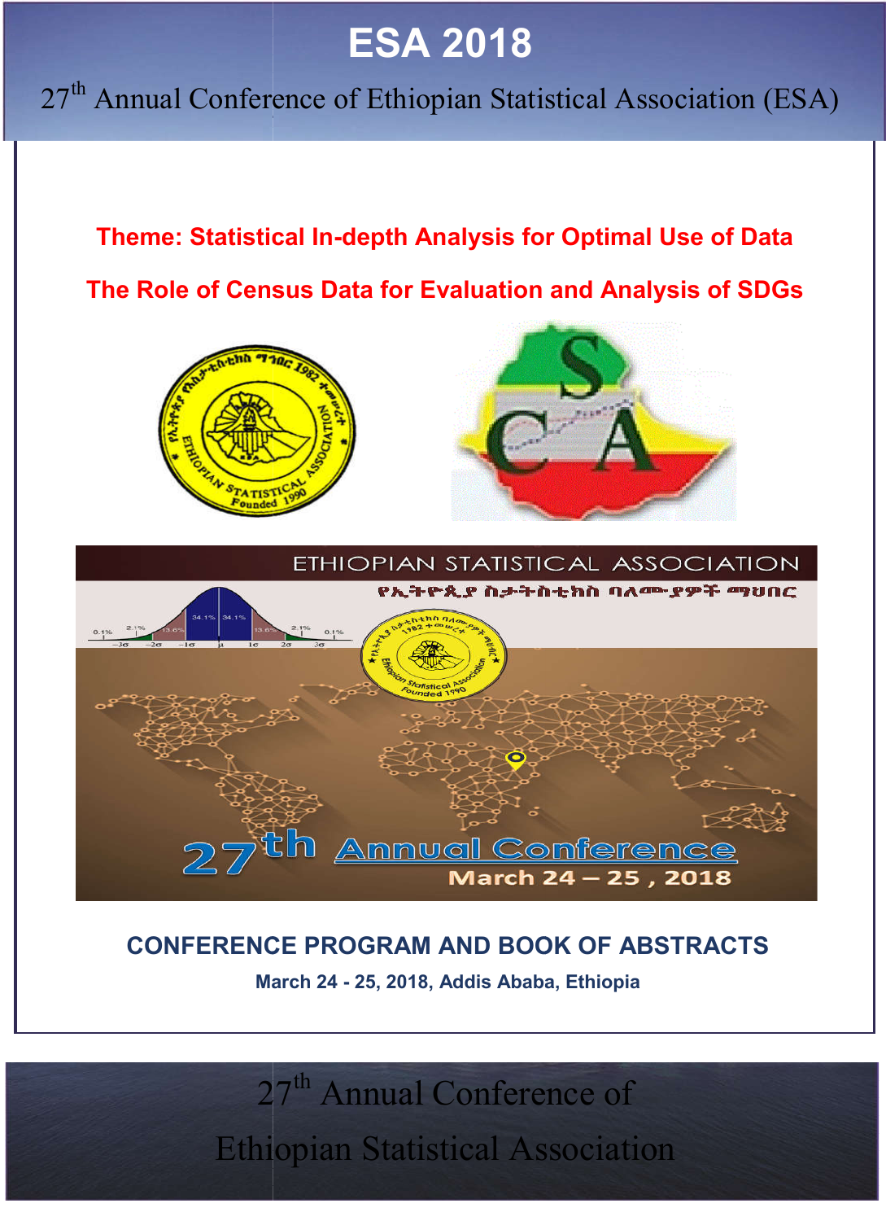# ESA 2018

27th Annual Conference of Ethiopian Statistical Association (ESA)

**Theme: Statistical In-depth Analysis for Optimal Use of Data**

**The Role of Census Data for Evaluation and Analysis of SDGs**

ETHIOPIAN STATISTICAL ASSOCIATION

የኢትዮጲያ ስታትስቲክስ ባለሙያዎች ማህበር

27th Annual Conference

March 24 – 25, 2018

**CONFERENCE PROGRAM AND BOOK OF ABSTRACTS**

**March 24 - 25, 2018, Addis Ababa, Ethiopia**

27th Annual Conference of

Ethiopian Statistical Association